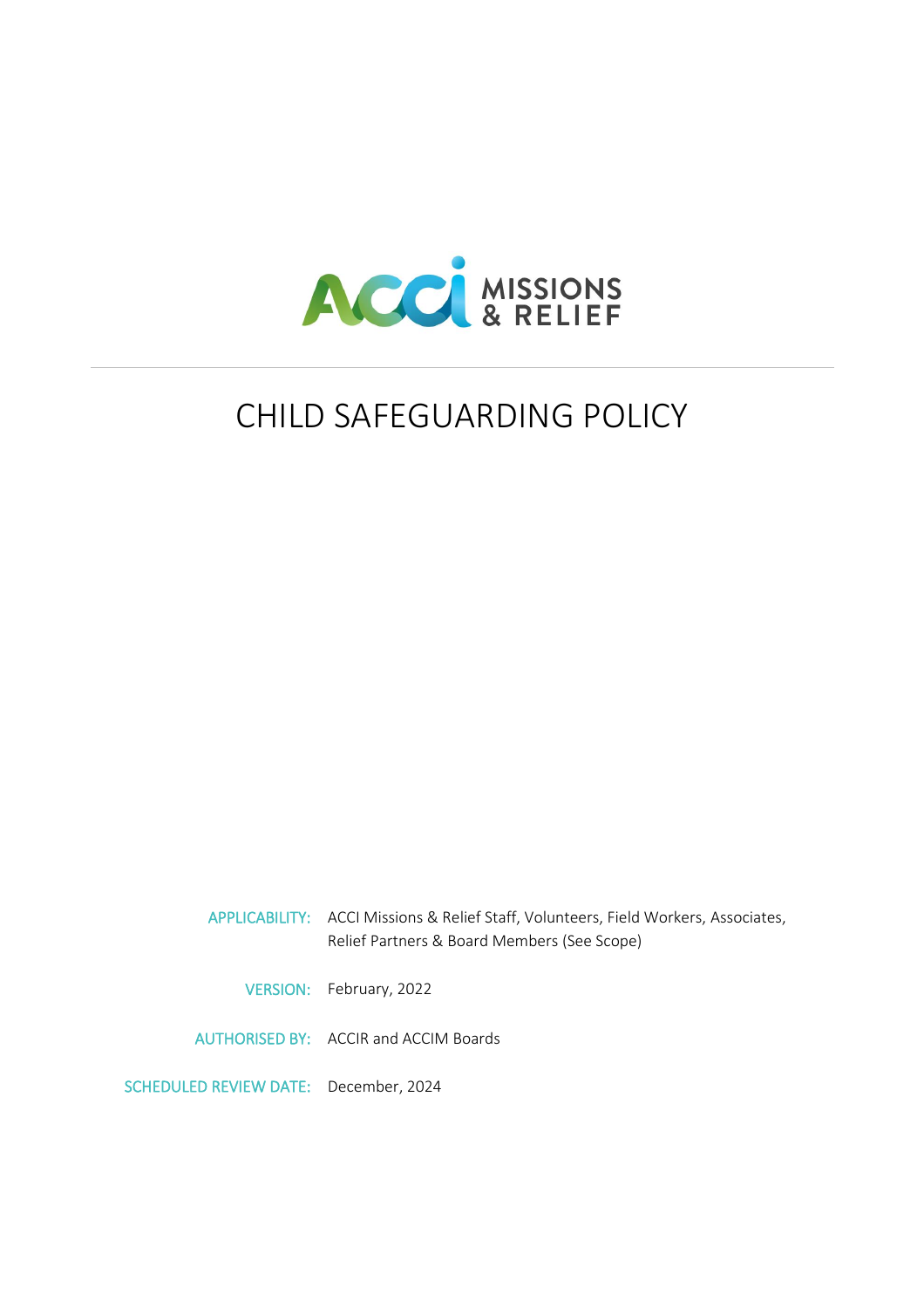ACCI MISSIONS & RELIEF

# CHILD SAFEGUARDING POLICY

| | |
|---|---|
| APPLICABILITY: | ACCI Missions & Relief Staff, Volunteers, Field Workers, Associates, Relief Partners & Board Members (See Scope) |
| VERSION: | February, 2022 |
| AUTHORISED BY: | ACCIR and ACCIM Boards |
| SCHEDULED REVIEW DATE: | December, 2024 |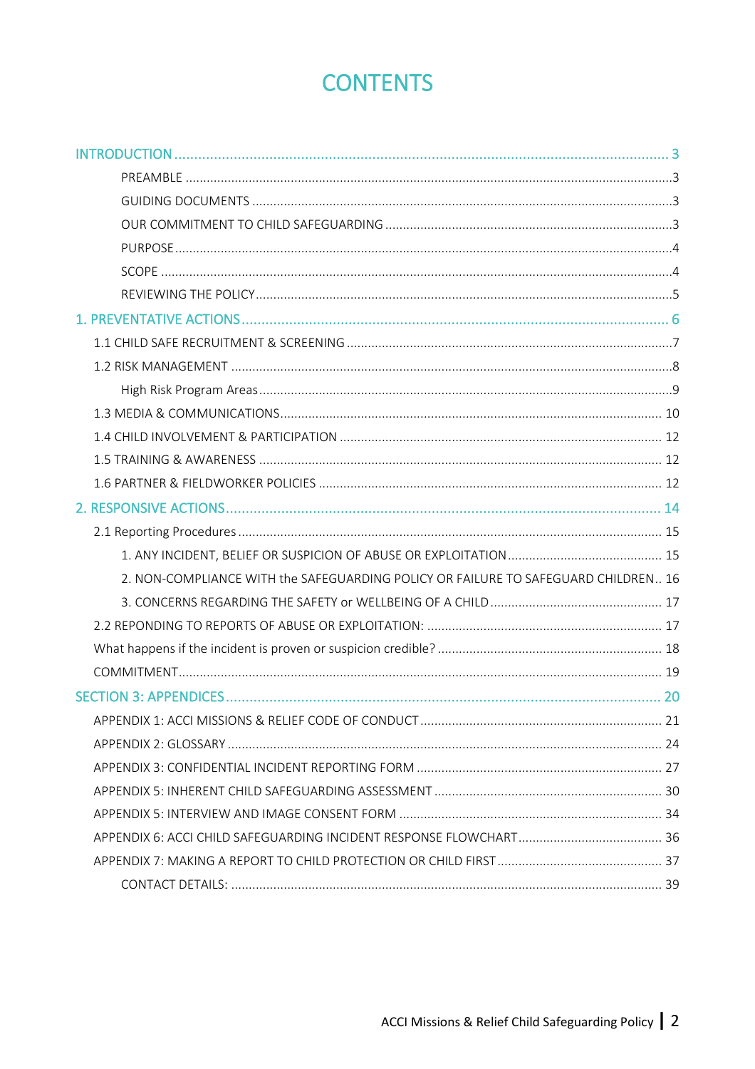# CONTENTS

INTRODUCTION ..... 3

- PREAMBLE ..... 3
- GUIDING DOCUMENTS ..... 3
- OUR COMMITMENT TO CHILD SAFEGUARDING ..... 3
- PURPOSE ..... 4
- SCOPE ..... 4
- REVIEWING THE POLICY ..... 5

1. PREVENTATIVE ACTIONS ..... 6

- 1.1 CHILD SAFE RECRUITMENT & SCREENING ..... 7
- 1.2 RISK MANAGEMENT ..... 8
  - High Risk Program Areas ..... 9
- 1.3 MEDIA & COMMUNICATIONS ..... 10
- 1.4 CHILD INVOLVEMENT & PARTICIPATION ..... 12
- 1.5 TRAINING & AWARENESS ..... 12
- 1.6 PARTNER & FIELDWORKER POLICIES ..... 12

2. RESPONSIVE ACTIONS ..... 14

- 2.1 Reporting Procedures ..... 15
  - 1. ANY INCIDENT, BELIEF OR SUSPICION OF ABUSE OR EXPLOITATION ..... 15
  - 2. NON-COMPLIANCE WITH the SAFEGUARDING POLICY OR FAILURE TO SAFEGUARD CHILDREN ..... 16
  - 3. CONCERNS REGARDING THE SAFETY or WELLBEING OF A CHILD ..... 17
- 2.2 REPONDING TO REPORTS OF ABUSE OR EXPLOITATION: ..... 17
- What happens if the incident is proven or suspicion credible? ..... 18
- COMMITMENT ..... 19

SECTION 3: APPENDICES ..... 20

- APPENDIX 1: ACCI MISSIONS & RELIEF CODE OF CONDUCT ..... 21
- APPENDIX 2: GLOSSARY ..... 24
- APPENDIX 3: CONFIDENTIAL INCIDENT REPORTING FORM ..... 27
- APPENDIX 5: INHERENT CHILD SAFEGUARDING ASSESSMENT ..... 30
- APPENDIX 5: INTERVIEW AND IMAGE CONSENT FORM ..... 34
- APPENDIX 6: ACCI CHILD SAFEGUARDING INCIDENT RESPONSE FLOWCHART ..... 36
- APPENDIX 7: MAKING A REPORT TO CHILD PROTECTION OR CHILD FIRST ..... 37
  - CONTACT DETAILS: ..... 39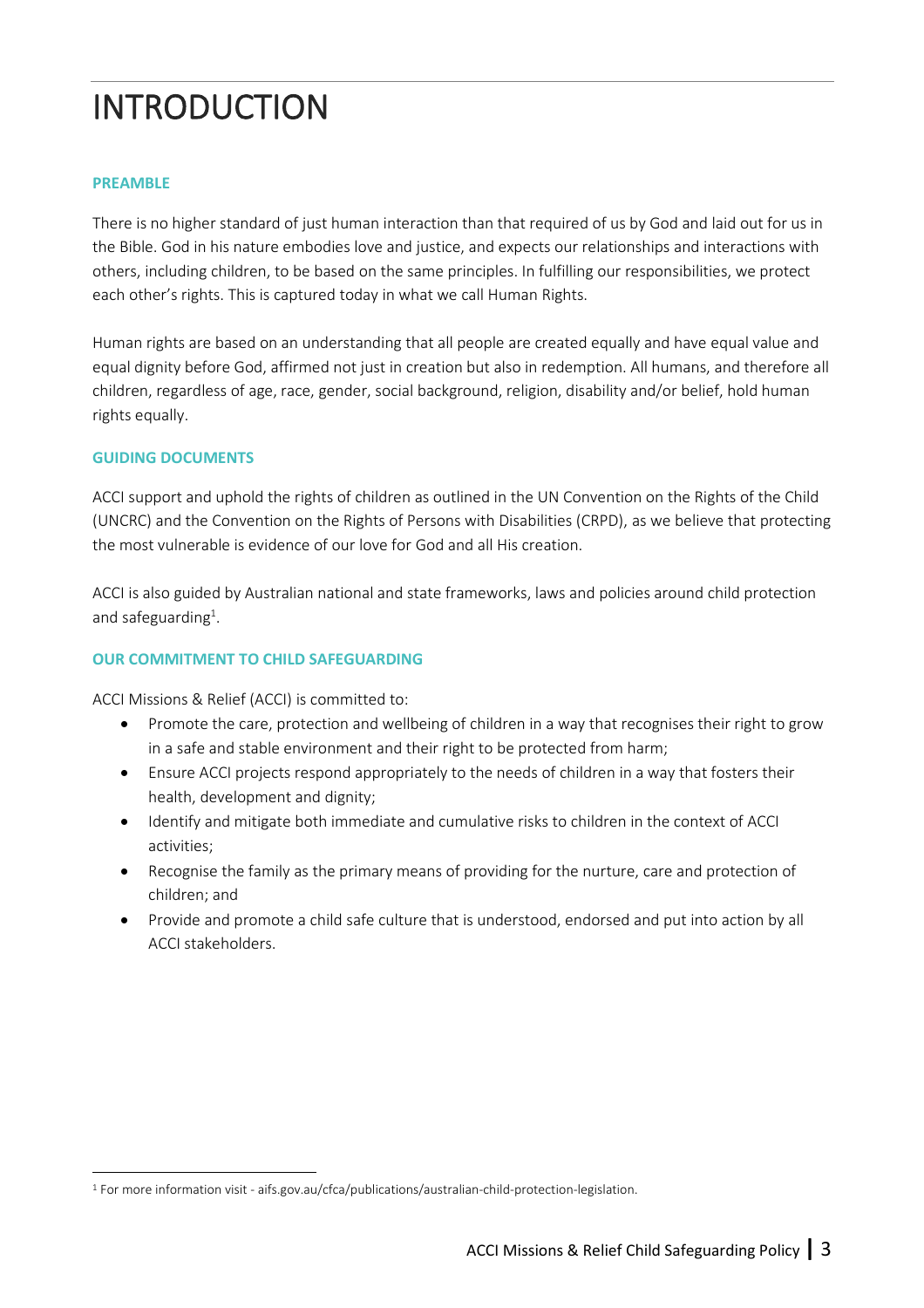# INTRODUCTION

### PREAMBLE

There is no higher standard of just human interaction than that required of us by God and laid out for us in the Bible. God in his nature embodies love and justice, and expects our relationships and interactions with others, including children, to be based on the same principles. In fulfilling our responsibilities, we protect each other's rights. This is captured today in what we call Human Rights.

Human rights are based on an understanding that all people are created equally and have equal value and equal dignity before God, affirmed not just in creation but also in redemption. All humans, and therefore all children, regardless of age, race, gender, social background, religion, disability and/or belief, hold human rights equally.

### GUIDING DOCUMENTS

ACCI support and uphold the rights of children as outlined in the UN Convention on the Rights of the Child (UNCRC) and the Convention on the Rights of Persons with Disabilities (CRPD), as we believe that protecting the most vulnerable is evidence of our love for God and all His creation.

ACCI is also guided by Australian national and state frameworks, laws and policies around child protection and safeguarding[1].

### OUR COMMITMENT TO CHILD SAFEGUARDING

ACCI Missions & Relief (ACCI) is committed to:

- Promote the care, protection and wellbeing of children in a way that recognises their right to grow in a safe and stable environment and their right to be protected from harm;
- Ensure ACCI projects respond appropriately to the needs of children in a way that fosters their health, development and dignity;
- Identify and mitigate both immediate and cumulative risks to children in the context of ACCI activities;
- Recognise the family as the primary means of providing for the nurture, care and protection of children; and
- Provide and promote a child safe culture that is understood, endorsed and put into action by all ACCI stakeholders.

[1] For more information visit - aifs.gov.au/cfca/publications/australian-child-protection-legislation.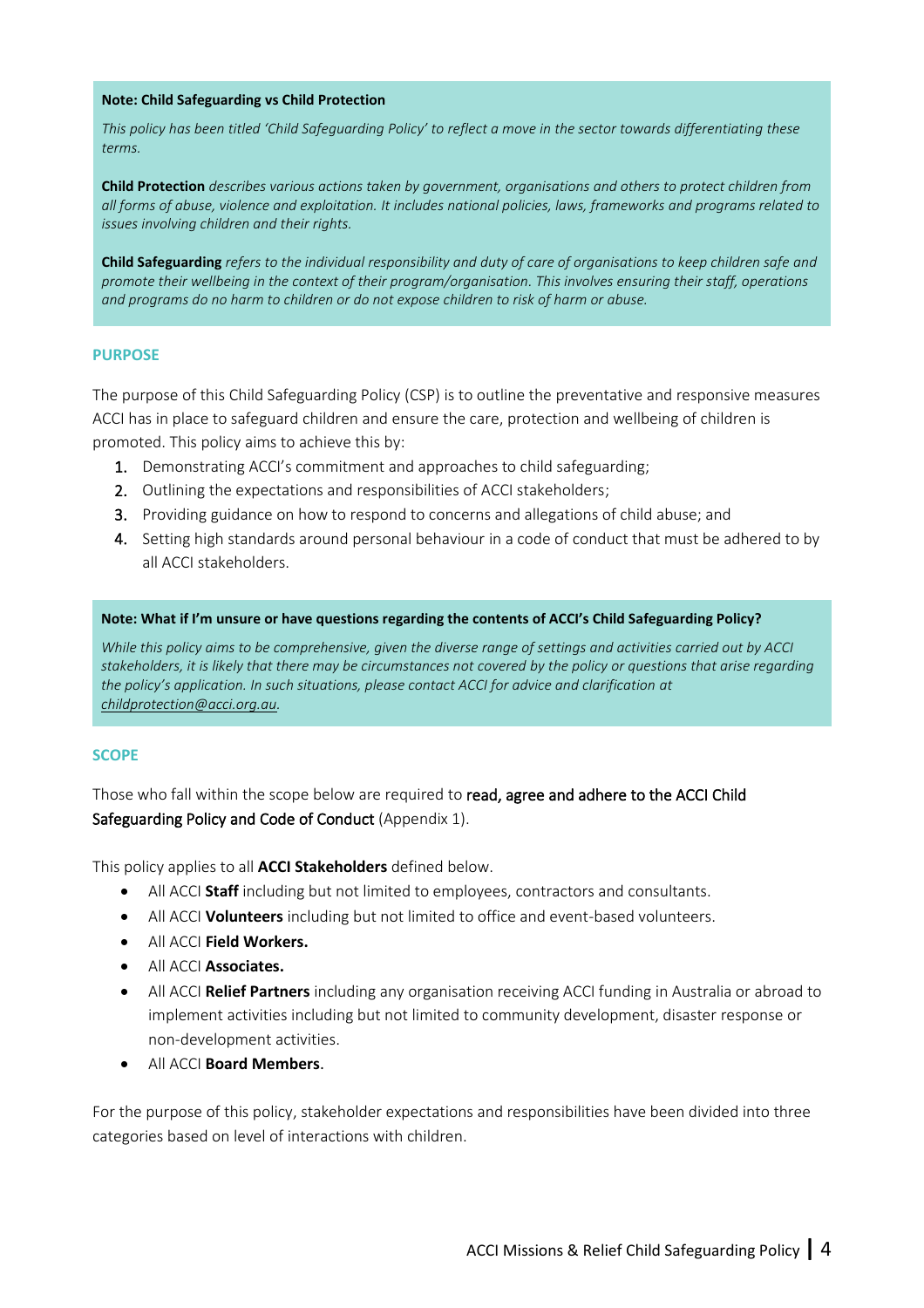**Note: Child Safeguarding vs Child Protection**

*This policy has been titled 'Child Safeguarding Policy' to reflect a move in the sector towards differentiating these terms.*

**Child Protection** *describes various actions taken by government, organisations and others to protect children from all forms of abuse, violence and exploitation. It includes national policies, laws, frameworks and programs related to issues involving children and their rights.*

**Child Safeguarding** *refers to the individual responsibility and duty of care of organisations to keep children safe and promote their wellbeing in the context of their program/organisation. This involves ensuring their staff, operations and programs do no harm to children or do not expose children to risk of harm or abuse.*

## PURPOSE

The purpose of this Child Safeguarding Policy (CSP) is to outline the preventative and responsive measures ACCI has in place to safeguard children and ensure the care, protection and wellbeing of children is promoted. This policy aims to achieve this by:

1. Demonstrating ACCI's commitment and approaches to child safeguarding;
2. Outlining the expectations and responsibilities of ACCI stakeholders;
3. Providing guidance on how to respond to concerns and allegations of child abuse; and
4. Setting high standards around personal behaviour in a code of conduct that must be adhered to by all ACCI stakeholders.

**Note: What if I'm unsure or have questions regarding the contents of ACCI's Child Safeguarding Policy?**

*While this policy aims to be comprehensive, given the diverse range of settings and activities carried out by ACCI stakeholders, it is likely that there may be circumstances not covered by the policy or questions that arise regarding the policy's application. In such situations, please contact ACCI for advice and clarification at childprotection@acci.org.au.*

## SCOPE

Those who fall within the scope below are required to read, agree and adhere to the ACCI Child Safeguarding Policy and Code of Conduct (Appendix 1).

This policy applies to all **ACCI Stakeholders** defined below.

- All ACCI **Staff** including but not limited to employees, contractors and consultants.
- All ACCI **Volunteers** including but not limited to office and event-based volunteers.
- All ACCI **Field Workers.**
- All ACCI **Associates.**
- All ACCI **Relief Partners** including any organisation receiving ACCI funding in Australia or abroad to implement activities including but not limited to community development, disaster response or non-development activities.
- All ACCI **Board Members**.

For the purpose of this policy, stakeholder expectations and responsibilities have been divided into three categories based on level of interactions with children.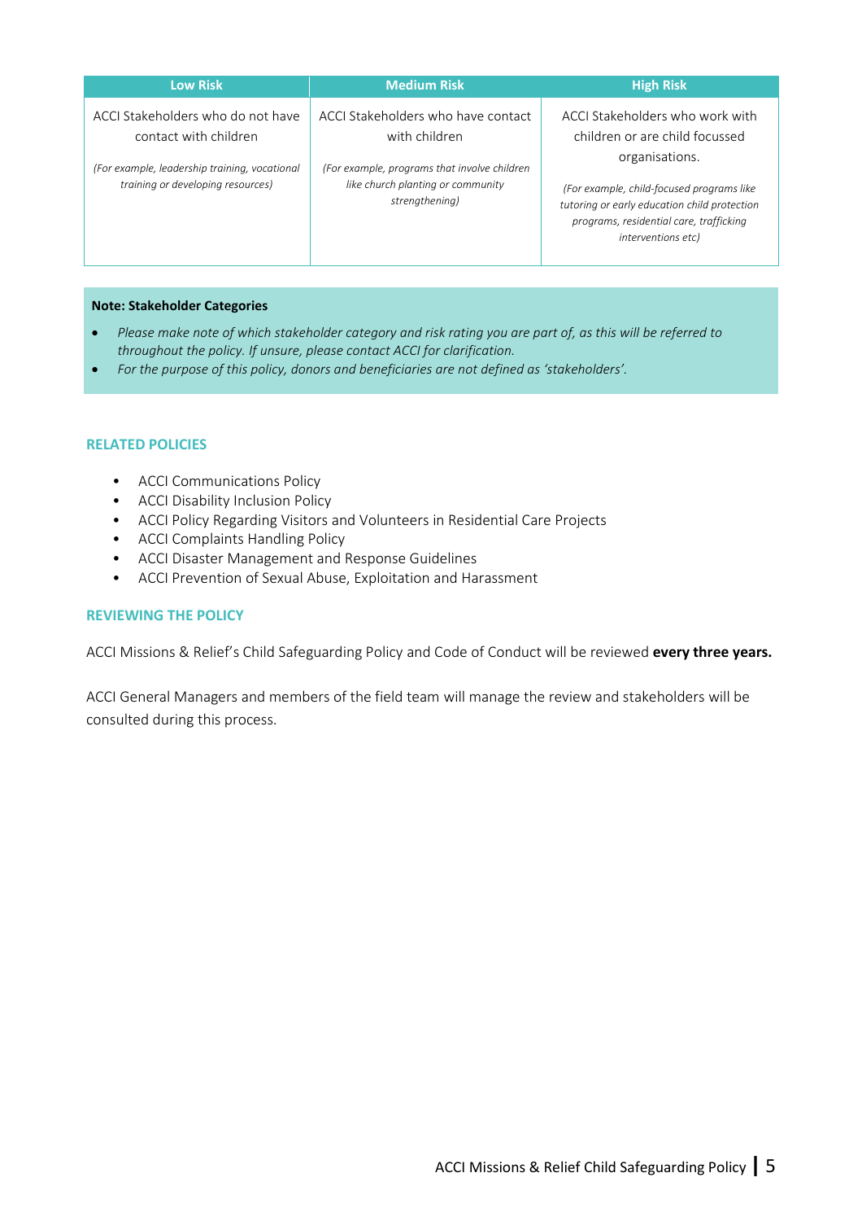| Low Risk | Medium Risk | High Risk |
|---|---|---|
| ACCI Stakeholders who do not have contact with children<br><br>*(For example, leadership training, vocational training or developing resources)* | ACCI Stakeholders who have contact with children<br><br>*(For example, programs that involve children like church planting or community strengthening)* | ACCI Stakeholders who work with children or are child focussed organisations.<br><br>*(For example, child-focused programs like tutoring or early education child protection programs, residential care, trafficking interventions etc)* |

**Note: Stakeholder Categories**

- *Please make note of which stakeholder category and risk rating you are part of, as this will be referred to throughout the policy. If unsure, please contact ACCI for clarification.*
- *For the purpose of this policy, donors and beneficiaries are not defined as 'stakeholders'.*

## RELATED POLICIES

- ACCI Communications Policy
- ACCI Disability Inclusion Policy
- ACCI Policy Regarding Visitors and Volunteers in Residential Care Projects
- ACCI Complaints Handling Policy
- ACCI Disaster Management and Response Guidelines
- ACCI Prevention of Sexual Abuse, Exploitation and Harassment

## REVIEWING THE POLICY

ACCI Missions & Relief's Child Safeguarding Policy and Code of Conduct will be reviewed **every three years.**

ACCI General Managers and members of the field team will manage the review and stakeholders will be consulted during this process.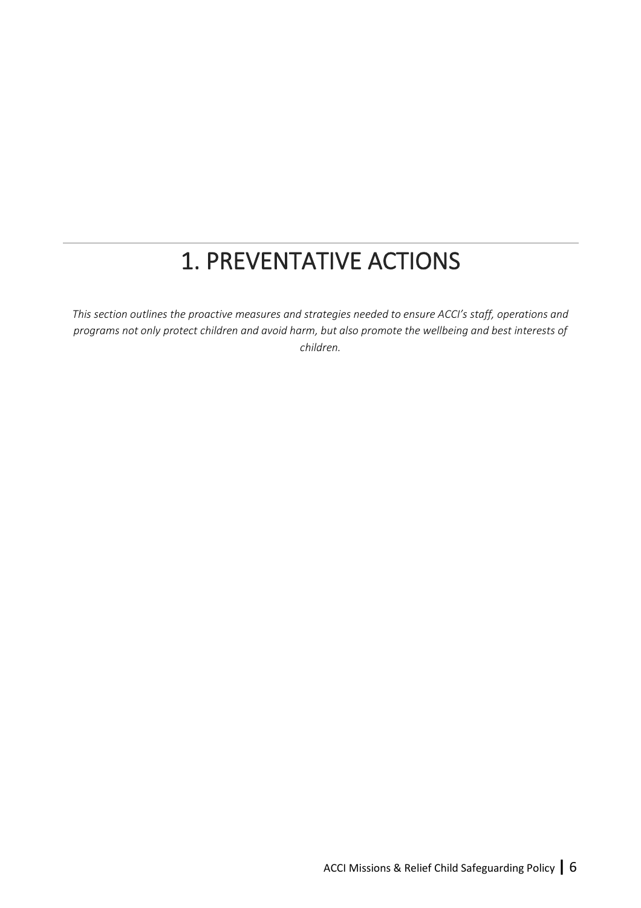# 1. PREVENTATIVE ACTIONS

*This section outlines the proactive measures and strategies needed to ensure ACCI's staff, operations and programs not only protect children and avoid harm, but also promote the wellbeing and best interests of children.*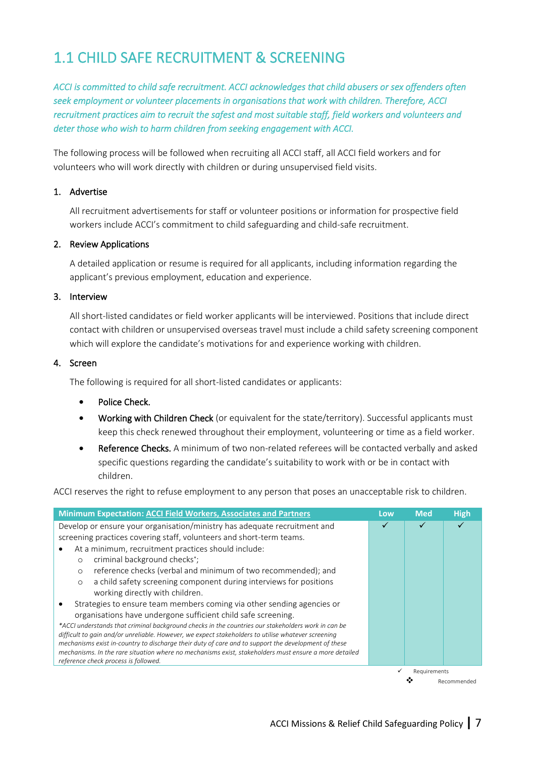## 1.1 CHILD SAFE RECRUITMENT & SCREENING

*ACCI is committed to child safe recruitment. ACCI acknowledges that child abusers or sex offenders often seek employment or volunteer placements in organisations that work with children. Therefore, ACCI recruitment practices aim to recruit the safest and most suitable staff, field workers and volunteers and deter those who wish to harm children from seeking engagement with ACCI.*

The following process will be followed when recruiting all ACCI staff, all ACCI field workers and for volunteers who will work directly with children or during unsupervised field visits.

1. **Advertise**

   All recruitment advertisements for staff or volunteer positions or information for prospective field workers include ACCI's commitment to child safeguarding and child-safe recruitment.

2. **Review Applications**

   A detailed application or resume is required for all applicants, including information regarding the applicant's previous employment, education and experience.

3. **Interview**

   All short-listed candidates or field worker applicants will be interviewed. Positions that include direct contact with children or unsupervised overseas travel must include a child safety screening component which will explore the candidate's motivations for and experience working with children.

4. **Screen**

   The following is required for all short-listed candidates or applicants:

   - **Police Check.**
   - **Working with Children Check** (or equivalent for the state/territory). Successful applicants must keep this check renewed throughout their employment, volunteering or time as a field worker.
   - **Reference Checks.** A minimum of two non-related referees will be contacted verbally and asked specific questions regarding the candidate's suitability to work with or be in contact with children.

ACCI reserves the right to refuse employment to any person that poses an unacceptable risk to children.

| Minimum Expectation: ACCI Field Workers, Associates and Partners | Low | Med | High |
|---|---|---|---|
| Develop or ensure your organisation/ministry has adequate recruitment and screening practices covering staff, volunteers and short-term teams.<br>• At a minimum, recruitment practices should include:<br>  ○ criminal background checks*;<br>  ○ reference checks (verbal and minimum of two recommended); and<br>  ○ a child safety screening component during interviews for positions working directly with children.<br>• Strategies to ensure team members coming via other sending agencies or organisations have undergone sufficient child safe screening.<br>*\*ACCI understands that criminal background checks in the countries our stakeholders work in can be difficult to gain and/or unreliable. However, we expect stakeholders to utilise whatever screening mechanisms exist in-country to discharge their duty of care and to support the development of these mechanisms. In the rare situation where no mechanisms exist, stakeholders must ensure a more detailed reference check process is followed.* | ✓ | ✓ | ✓ |

✓ Requirements
❖ Recommended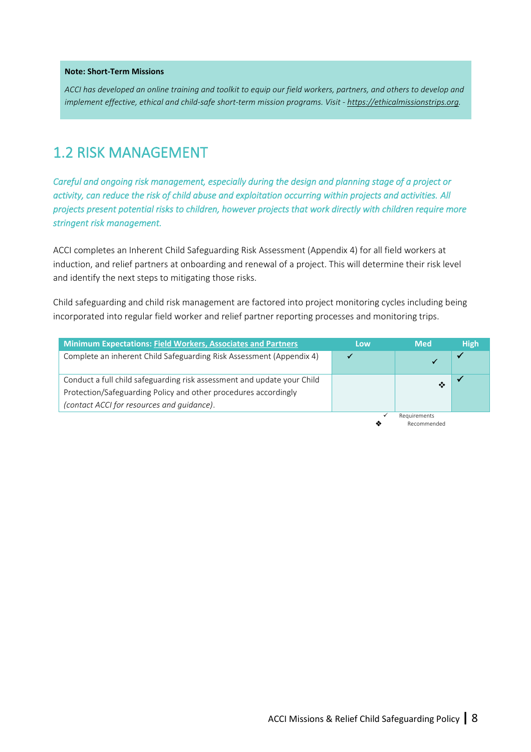**Note: Short-Term Missions**

*ACCI has developed an online training and toolkit to equip our field workers, partners, and others to develop and implement effective, ethical and child-safe short-term mission programs. Visit - https://ethicalmissionstrips.org.*

## 1.2 RISK MANAGEMENT

*Careful and ongoing risk management, especially during the design and planning stage of a project or activity, can reduce the risk of child abuse and exploitation occurring within projects and activities. All projects present potential risks to children, however projects that work directly with children require more stringent risk management.*

ACCI completes an Inherent Child Safeguarding Risk Assessment (Appendix 4) for all field workers at induction, and relief partners at onboarding and renewal of a project. This will determine their risk level and identify the next steps to mitigating those risks.

Child safeguarding and child risk management are factored into project monitoring cycles including being incorporated into regular field worker and relief partner reporting processes and monitoring trips.

| Minimum Expectations: Field Workers, Associates and Partners | Low | Med | High |
|---|---|---|---|
| Complete an inherent Child Safeguarding Risk Assessment (Appendix 4) | ✓ | ✓ | ✓ |
| Conduct a full child safeguarding risk assessment and update your Child Protection/Safeguarding Policy and other procedures accordingly *(contact ACCI for resources and guidance)*. | | ❖ | ✓ |

✓ Requirements
❖ Recommended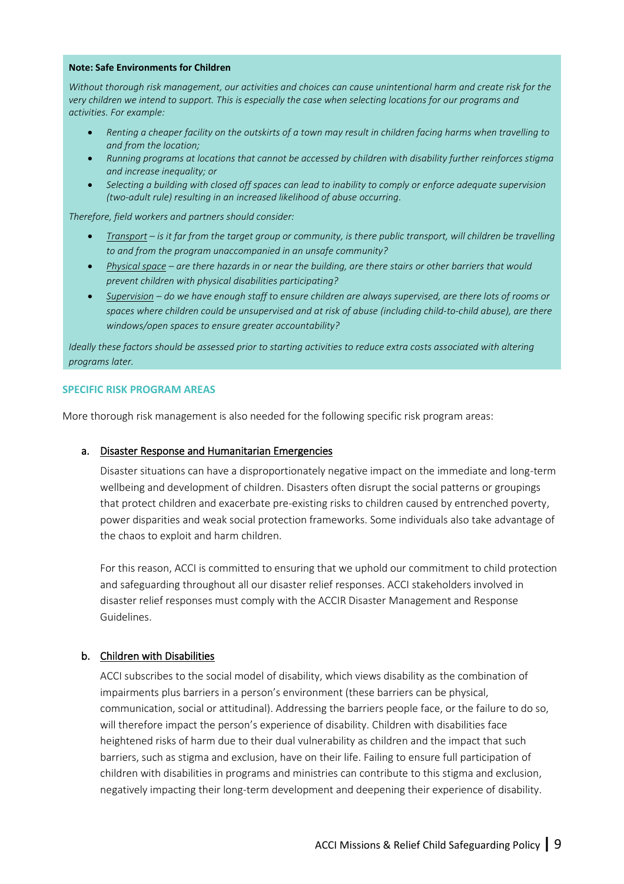**Note: Safe Environments for Children**

*Without thorough risk management, our activities and choices can cause unintentional harm and create risk for the very children we intend to support. This is especially the case when selecting locations for our programs and activities. For example:*

- *Renting a cheaper facility on the outskirts of a town may result in children facing harms when travelling to and from the location;*
- *Running programs at locations that cannot be accessed by children with disability further reinforces stigma and increase inequality; or*
- *Selecting a building with closed off spaces can lead to inability to comply or enforce adequate supervision (two-adult rule) resulting in an increased likelihood of abuse occurring.*

*Therefore, field workers and partners should consider:*

- *Transport – is it far from the target group or community, is there public transport, will children be travelling to and from the program unaccompanied in an unsafe community?*
- *Physical space – are there hazards in or near the building, are there stairs or other barriers that would prevent children with physical disabilities participating?*
- *Supervision – do we have enough staff to ensure children are always supervised, are there lots of rooms or spaces where children could be unsupervised and at risk of abuse (including child-to-child abuse), are there windows/open spaces to ensure greater accountability?*

*Ideally these factors should be assessed prior to starting activities to reduce extra costs associated with altering programs later.*

## SPECIFIC RISK PROGRAM AREAS

More thorough risk management is also needed for the following specific risk program areas:

### a. Disaster Response and Humanitarian Emergencies

Disaster situations can have a disproportionately negative impact on the immediate and long-term wellbeing and development of children. Disasters often disrupt the social patterns or groupings that protect children and exacerbate pre-existing risks to children caused by entrenched poverty, power disparities and weak social protection frameworks. Some individuals also take advantage of the chaos to exploit and harm children.

For this reason, ACCI is committed to ensuring that we uphold our commitment to child protection and safeguarding throughout all our disaster relief responses. ACCI stakeholders involved in disaster relief responses must comply with the ACCIR Disaster Management and Response Guidelines.

### b. Children with Disabilities

ACCI subscribes to the social model of disability, which views disability as the combination of impairments plus barriers in a person's environment (these barriers can be physical, communication, social or attitudinal). Addressing the barriers people face, or the failure to do so, will therefore impact the person's experience of disability. Children with disabilities face heightened risks of harm due to their dual vulnerability as children and the impact that such barriers, such as stigma and exclusion, have on their life. Failing to ensure full participation of children with disabilities in programs and ministries can contribute to this stigma and exclusion, negatively impacting their long-term development and deepening their experience of disability.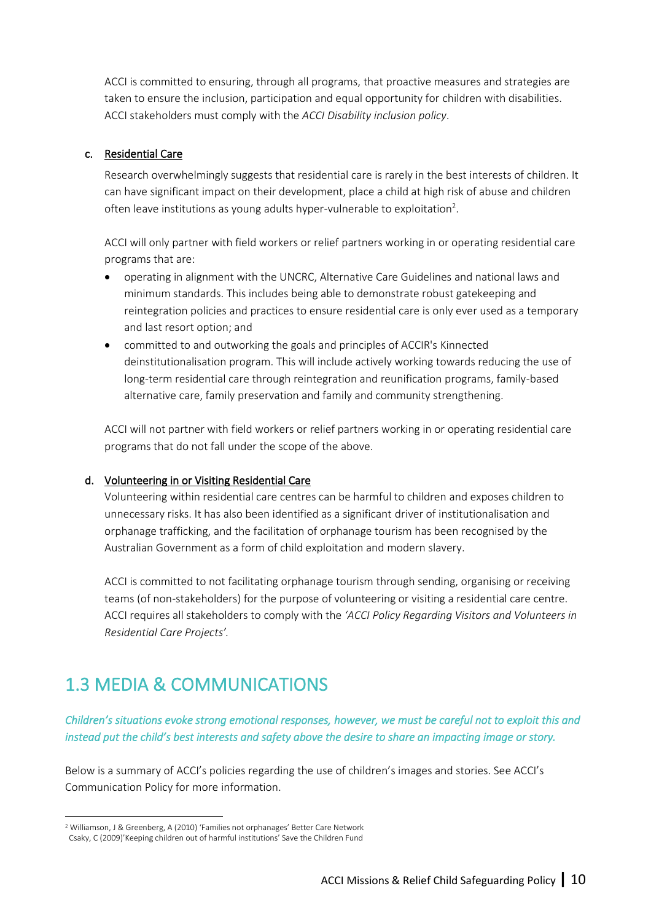ACCI is committed to ensuring, through all programs, that proactive measures and strategies are taken to ensure the inclusion, participation and equal opportunity for children with disabilities. ACCI stakeholders must comply with the *ACCI Disability inclusion policy*.

c. Residential Care

Research overwhelmingly suggests that residential care is rarely in the best interests of children. It can have significant impact on their development, place a child at high risk of abuse and children often leave institutions as young adults hyper-vulnerable to exploitation[2].

ACCI will only partner with field workers or relief partners working in or operating residential care programs that are:

- operating in alignment with the UNCRC, Alternative Care Guidelines and national laws and minimum standards. This includes being able to demonstrate robust gatekeeping and reintegration policies and practices to ensure residential care is only ever used as a temporary and last resort option; and
- committed to and outworking the goals and principles of ACCIR's Kinnected deinstitutionalisation program. This will include actively working towards reducing the use of long-term residential care through reintegration and reunification programs, family-based alternative care, family preservation and family and community strengthening.

ACCI will not partner with field workers or relief partners working in or operating residential care programs that do not fall under the scope of the above.

d. Volunteering in or Visiting Residential Care

Volunteering within residential care centres can be harmful to children and exposes children to unnecessary risks. It has also been identified as a significant driver of institutionalisation and orphanage trafficking, and the facilitation of orphanage tourism has been recognised by the Australian Government as a form of child exploitation and modern slavery.

ACCI is committed to not facilitating orphanage tourism through sending, organising or receiving teams (of non-stakeholders) for the purpose of volunteering or visiting a residential care centre. ACCI requires all stakeholders to comply with the *'ACCI Policy Regarding Visitors and Volunteers in Residential Care Projects'*.

## 1.3 MEDIA & COMMUNICATIONS

*Children's situations evoke strong emotional responses, however, we must be careful not to exploit this and instead put the child's best interests and safety above the desire to share an impacting image or story.*

Below is a summary of ACCI's policies regarding the use of children's images and stories. See ACCI's Communication Policy for more information.

---

[2] Williamson, J & Greenberg, A (2010) 'Families not orphanages' Better Care Network
Csaky, C (2009)'Keeping children out of harmful institutions' Save the Children Fund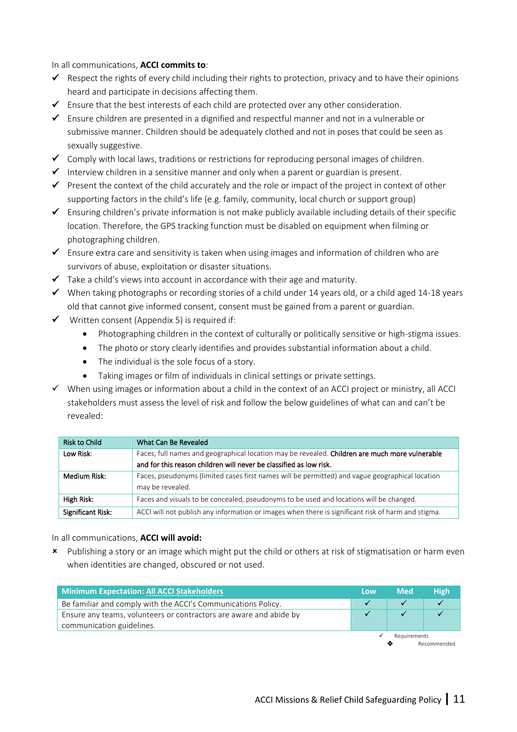In all communications, **ACCI commits to**:

- ✓ Respect the rights of every child including their rights to protection, privacy and to have their opinions heard and participate in decisions affecting them.
- ✓ Ensure that the best interests of each child are protected over any other consideration.
- ✓ Ensure children are presented in a dignified and respectful manner and not in a vulnerable or submissive manner. Children should be adequately clothed and not in poses that could be seen as sexually suggestive.
- ✓ Comply with local laws, traditions or restrictions for reproducing personal images of children.
- ✓ Interview children in a sensitive manner and only when a parent or guardian is present.
- ✓ Present the context of the child accurately and the role or impact of the project in context of other supporting factors in the child's life (e.g. family, community, local church or support group)
- ✓ Ensuring children's private information is not make publicly available including details of their specific location. Therefore, the GPS tracking function must be disabled on equipment when filming or photographing children.
- ✓ Ensure extra care and sensitivity is taken when using images and information of children who are survivors of abuse, exploitation or disaster situations.
- ✓ Take a child's views into account in accordance with their age and maturity.
- ✓ When taking photographs or recording stories of a child under 14 years old, or a child aged 14-18 years old that cannot give informed consent, consent must be gained from a parent or guardian.
- ✓ Written consent (Appendix 5) is required if:
  - Photographing children in the context of culturally or politically sensitive or high-stigma issues.
  - The photo or story clearly identifies and provides substantial information about a child.
  - The individual is the sole focus of a story.
  - Taking images or film of individuals in clinical settings or private settings.
- ✓ When using images or information about a child in the context of an ACCI project or ministry, all ACCI stakeholders must assess the level of risk and follow the below guidelines of what can and can't be revealed:

| Risk to Child | What Can Be Revealed |
|---|---|
| Low Risk: | Faces, full names and geographical location may be revealed. Children are much more vulnerable and for this reason children will never be classified as low risk. |
| Medium Risk: | Faces, pseudonyms (limited cases first names will be permitted) and vague geographical location may be revealed. |
| High Risk: | Faces and visuals to be concealed, pseudonyms to be used and locations will be changed. |
| Significant Risk: | ACCI will not publish any information or images when there is significant risk of harm and stigma. |

In all communications, **ACCI will avoid:**

- × Publishing a story or an image which might put the child or others at risk of stigmatisation or harm even when identities are changed, obscured or not used.

| **Minimum Expectation: All ACCI Stakeholders** | **Low** | **Med** | **High** |
|---|---|---|---|
| Be familiar and comply with the ACCI's Communications Policy. | ✓ | ✓ | ✓ |
| Ensure any teams, volunteers or contractors are aware and abide by communication guidelines. | ✓ | ✓ | ✓ |

✓ Requirements
❖ Recommended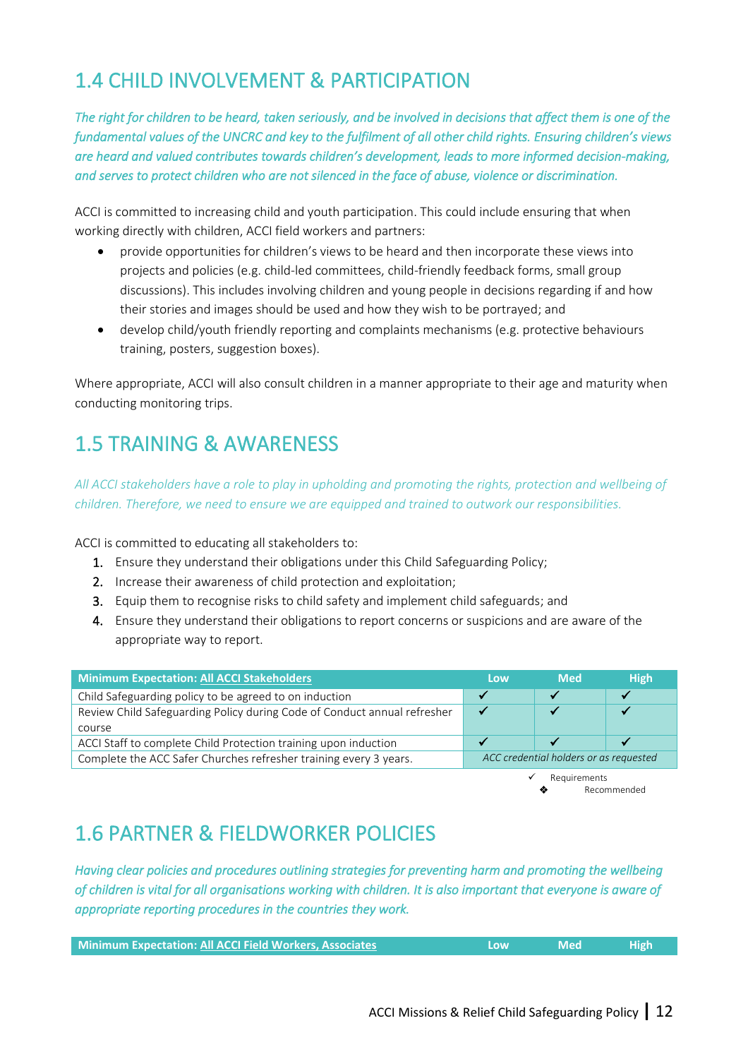## 1.4 CHILD INVOLVEMENT & PARTICIPATION

*The right for children to be heard, taken seriously, and be involved in decisions that affect them is one of the fundamental values of the UNCRC and key to the fulfilment of all other child rights. Ensuring children's views are heard and valued contributes towards children's development, leads to more informed decision-making, and serves to protect children who are not silenced in the face of abuse, violence or discrimination.*

ACCI is committed to increasing child and youth participation. This could include ensuring that when working directly with children, ACCI field workers and partners:

- provide opportunities for children's views to be heard and then incorporate these views into projects and policies (e.g. child-led committees, child-friendly feedback forms, small group discussions). This includes involving children and young people in decisions regarding if and how their stories and images should be used and how they wish to be portrayed; and
- develop child/youth friendly reporting and complaints mechanisms (e.g. protective behaviours training, posters, suggestion boxes).

Where appropriate, ACCI will also consult children in a manner appropriate to their age and maturity when conducting monitoring trips.

## 1.5 TRAINING & AWARENESS

*All ACCI stakeholders have a role to play in upholding and promoting the rights, protection and wellbeing of children. Therefore, we need to ensure we are equipped and trained to outwork our responsibilities.*

ACCI is committed to educating all stakeholders to:

1. Ensure they understand their obligations under this Child Safeguarding Policy;
2. Increase their awareness of child protection and exploitation;
3. Equip them to recognise risks to child safety and implement child safeguards; and
4. Ensure they understand their obligations to report concerns or suspicions and are aware of the appropriate way to report.

| Minimum Expectation: All ACCI Stakeholders | Low | Med | High |
|---|---|---|---|
| Child Safeguarding policy to be agreed to on induction | ✓ | ✓ | ✓ |
| Review Child Safeguarding Policy during Code of Conduct annual refresher course | ✓ | ✓ | ✓ |
| ACCI Staff to complete Child Protection training upon induction | ✓ | ✓ | ✓ |
| Complete the ACC Safer Churches refresher training every 3 years. | *ACC credential holders or as requested* | | |

✓ Requirements
❖ Recommended

## 1.6 PARTNER & FIELDWORKER POLICIES

*Having clear policies and procedures outlining strategies for preventing harm and promoting the wellbeing of children is vital for all organisations working with children. It is also important that everyone is aware of appropriate reporting procedures in the countries they work.*

| Minimum Expectation: All ACCI Field Workers, Associates | Low | Med | High |
|---|---|---|---|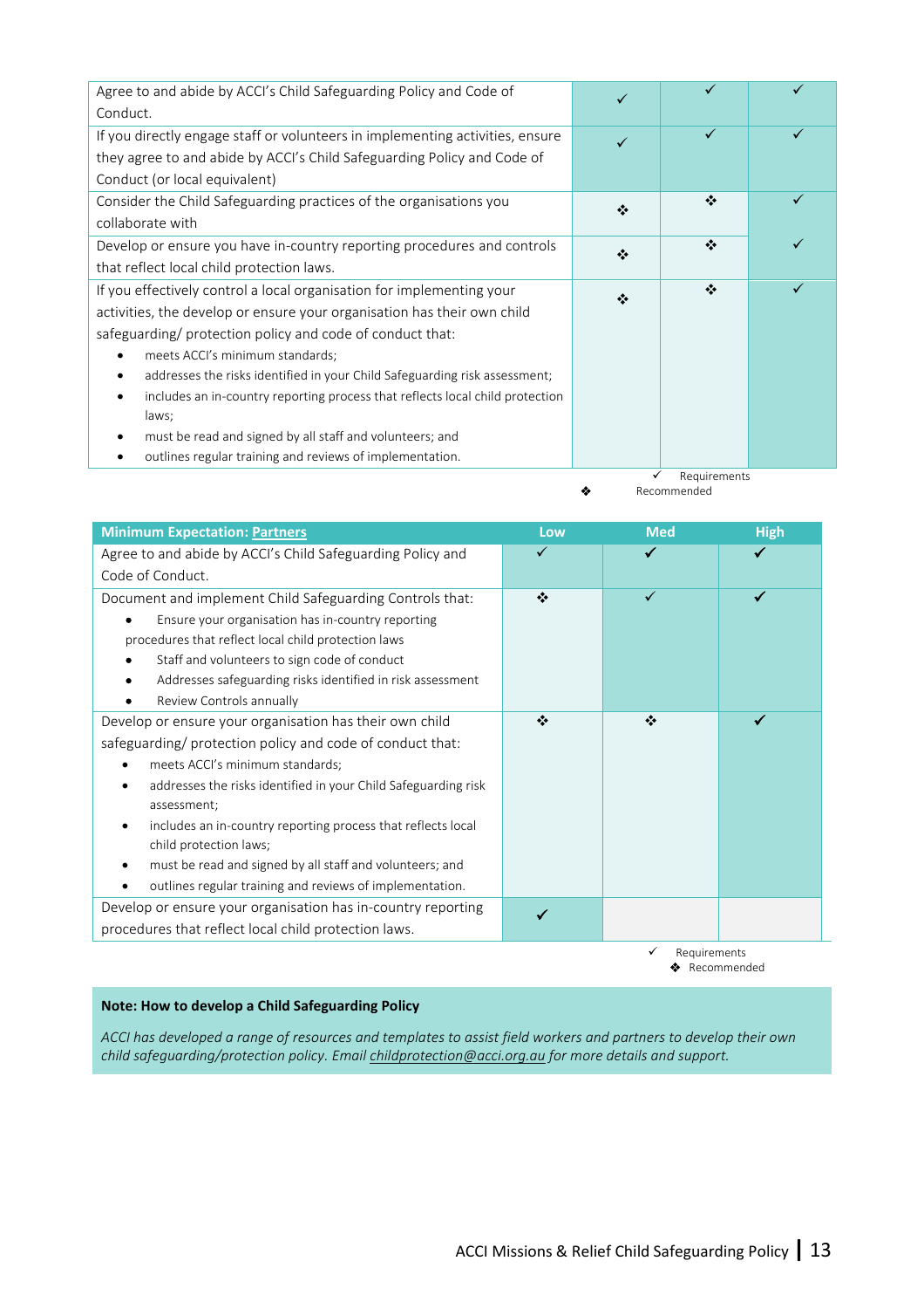| | | | |
|---|---|---|---|
| Agree to and abide by ACCI's Child Safeguarding Policy and Code of Conduct. | ✓ | ✓ | ✓ |
| If you directly engage staff or volunteers in implementing activities, ensure they agree to and abide by ACCI's Child Safeguarding Policy and Code of Conduct (or local equivalent) | ✓ | ✓ | ✓ |
| Consider the Child Safeguarding practices of the organisations you collaborate with | ❖ | ❖ | ✓ |
| Develop or ensure you have in-country reporting procedures and controls that reflect local child protection laws. | ❖ | ❖ | ✓ |
| If you effectively control a local organisation for implementing your activities, the develop or ensure your organisation has their own child safeguarding/ protection policy and code of conduct that:<br>• meets ACCI's minimum standards;<br>• addresses the risks identified in your Child Safeguarding risk assessment;<br>• includes an in-country reporting process that reflects local child protection laws;<br>• must be read and signed by all staff and volunteers; and<br>• outlines regular training and reviews of implementation. | ❖ | ❖ | ✓ |

✓ Requirements
❖ Recommended

| Minimum Expectation: Partners | Low | Med | High |
|---|---|---|---|
| Agree to and abide by ACCI's Child Safeguarding Policy and Code of Conduct. | ✓ | ✓ | ✓ |
| Document and implement Child Safeguarding Controls that:<br>• Ensure your organisation has in-country reporting procedures that reflect local child protection laws<br>• Staff and volunteers to sign code of conduct<br>• Addresses safeguarding risks identified in risk assessment<br>• Review Controls annually | ❖ | ✓ | ✓ |
| Develop or ensure your organisation has their own child safeguarding/ protection policy and code of conduct that:<br>• meets ACCI's minimum standards;<br>• addresses the risks identified in your Child Safeguarding risk assessment;<br>• includes an in-country reporting process that reflects local child protection laws;<br>• must be read and signed by all staff and volunteers; and<br>• outlines regular training and reviews of implementation. | ❖ | ❖ | ✓ |
| Develop or ensure your organisation has in-country reporting procedures that reflect local child protection laws. | ✓ | | |

✓ Requirements
❖ Recommended

**Note: How to develop a Child Safeguarding Policy**

*ACCI has developed a range of resources and templates to assist field workers and partners to develop their own child safeguarding/protection policy. Email childprotection@acci.org.au for more details and support.*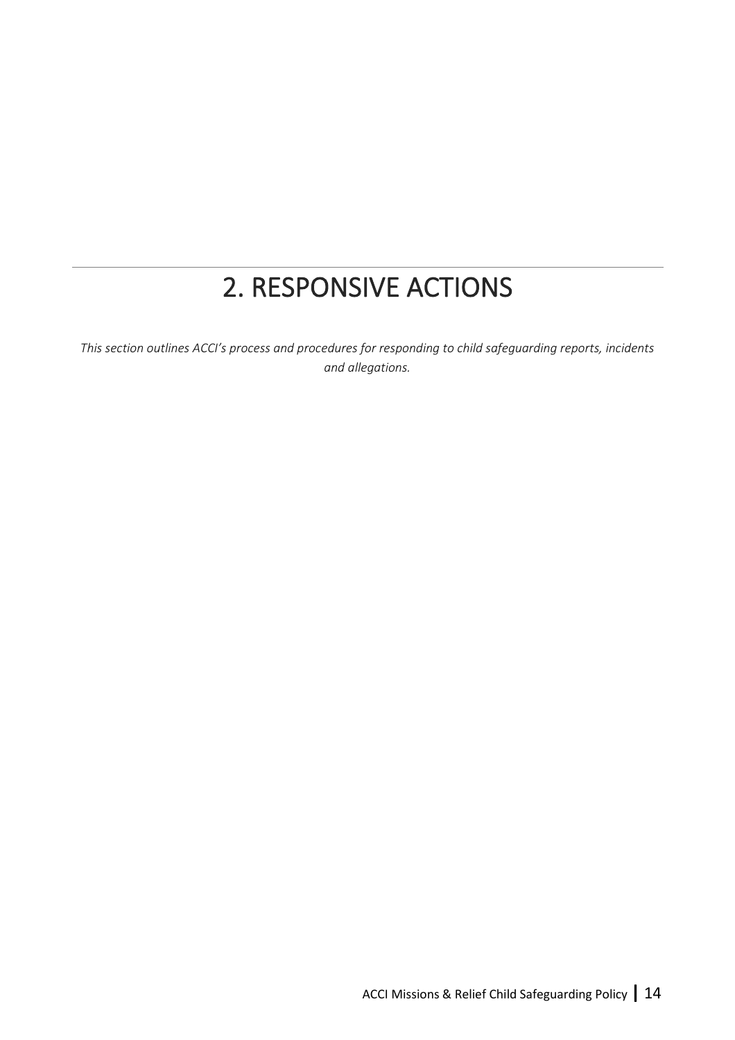# 2. RESPONSIVE ACTIONS

*This section outlines ACCI's process and procedures for responding to child safeguarding reports, incidents and allegations.*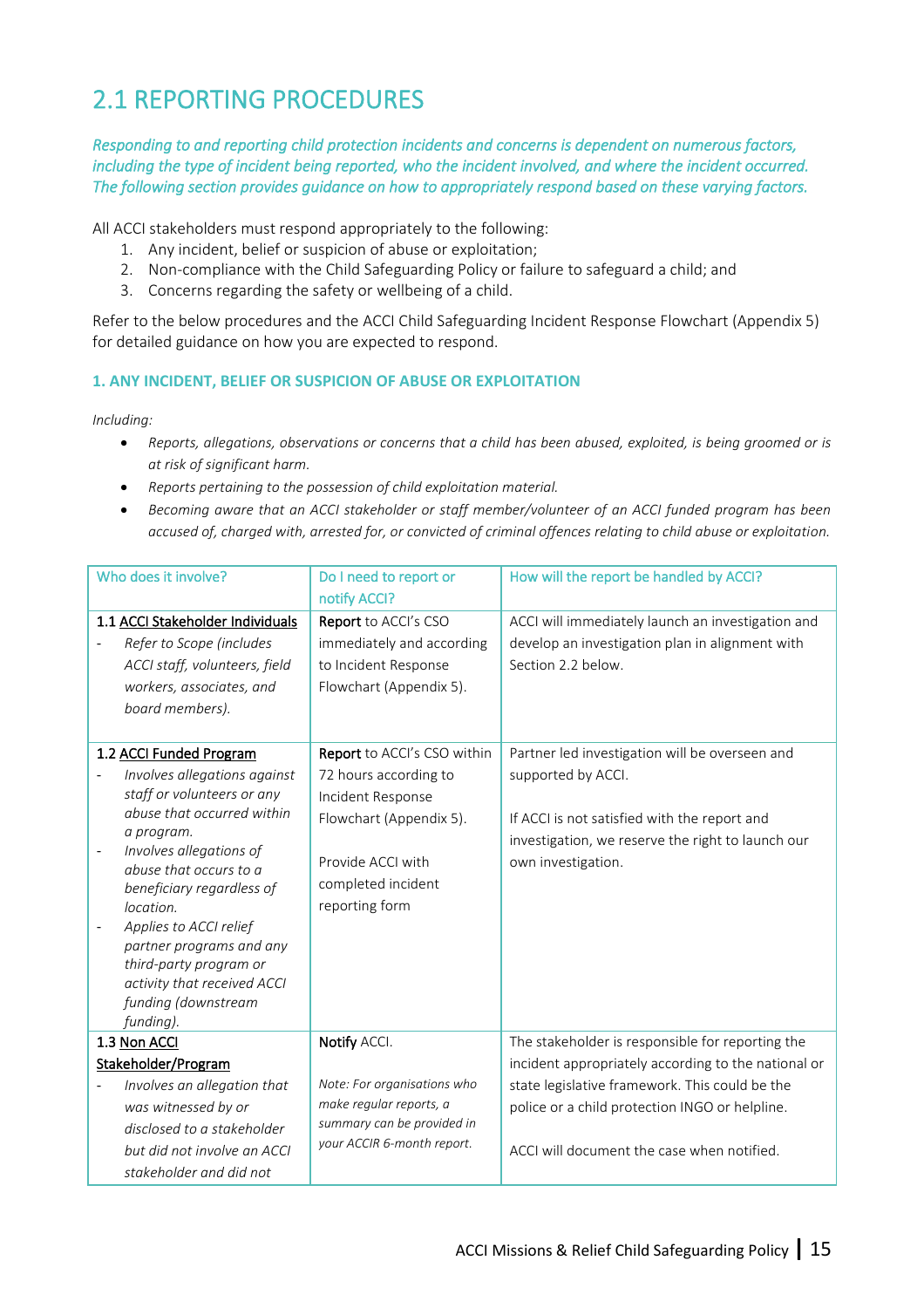## 2.1 REPORTING PROCEDURES

*Responding to and reporting child protection incidents and concerns is dependent on numerous factors, including the type of incident being reported, who the incident involved, and where the incident occurred. The following section provides guidance on how to appropriately respond based on these varying factors.*

All ACCI stakeholders must respond appropriately to the following:

1. Any incident, belief or suspicion of abuse or exploitation;
2. Non-compliance with the Child Safeguarding Policy or failure to safeguard a child; and
3. Concerns regarding the safety or wellbeing of a child.

Refer to the below procedures and the ACCI Child Safeguarding Incident Response Flowchart (Appendix 5) for detailed guidance on how you are expected to respond.

#### 1. ANY INCIDENT, BELIEF OR SUSPICION OF ABUSE OR EXPLOITATION

*Including:*

- *Reports, allegations, observations or concerns that a child has been abused, exploited, is being groomed or is at risk of significant harm.*
- *Reports pertaining to the possession of child exploitation material.*
- *Becoming aware that an ACCI stakeholder or staff member/volunteer of an ACCI funded program has been accused of, charged with, arrested for, or convicted of criminal offences relating to child abuse or exploitation.*

| Who does it involve? | Do I need to report or notify ACCI? | How will the report be handled by ACCI? |
|---|---|---|
| 1.1 <u>ACCI Stakeholder Individuals</u><br>- *Refer to Scope (includes ACCI staff, volunteers, field workers, associates, and board members).* | **Report** to ACCI's CSO immediately and according to Incident Response Flowchart (Appendix 5). | ACCI will immediately launch an investigation and develop an investigation plan in alignment with Section 2.2 below. |
| 1.2 <u>ACCI Funded Program</u><br>- *Involves allegations against staff or volunteers or any abuse that occurred within a program.*<br>- *Involves allegations of abuse that occurs to a beneficiary regardless of location.*<br>- *Applies to ACCI relief partner programs and any third-party program or activity that received ACCI funding (downstream funding).* | **Report** to ACCI's CSO within 72 hours according to Incident Response Flowchart (Appendix 5).<br><br>Provide ACCI with completed incident reporting form | Partner led investigation will be overseen and supported by ACCI.<br><br>If ACCI is not satisfied with the report and investigation, we reserve the right to launch our own investigation. |
| 1.3 <u>Non ACCI Stakeholder/Program</u><br>- *Involves an allegation that was witnessed by or disclosed to a stakeholder but did not involve an ACCI stakeholder and did not* | **Notify** ACCI.<br><br>*Note: For organisations who make regular reports, a summary can be provided in your ACCIR 6-month report.* | The stakeholder is responsible for reporting the incident appropriately according to the national or state legislative framework. This could be the police or a child protection INGO or helpline.<br><br>ACCI will document the case when notified. |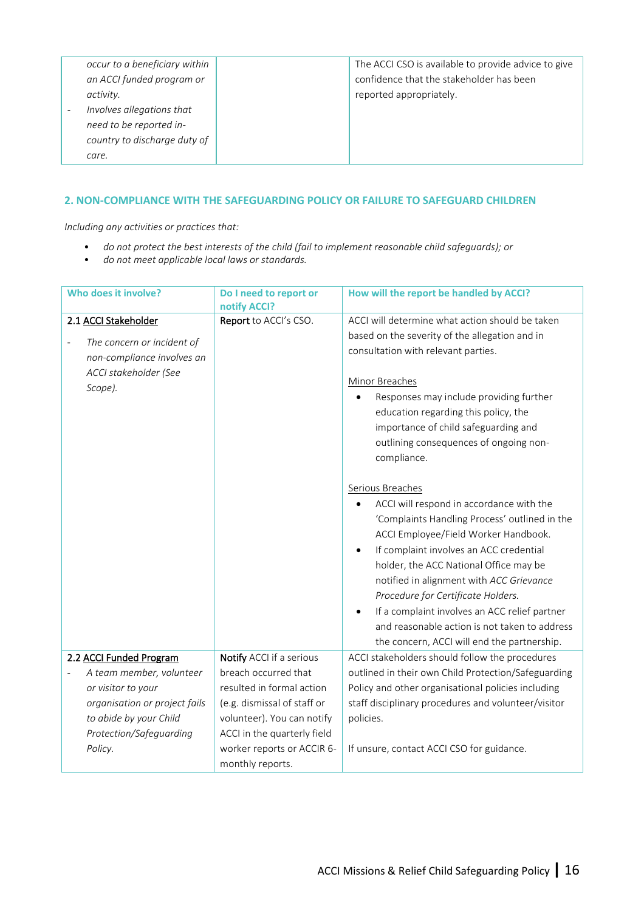| | | |
|---|---|---|
| *occur to a beneficiary within an ACCI funded program or activity.*<br>- *Involves allegations that need to be reported in-country to discharge duty of care.* | | The ACCI CSO is available to provide advice to give confidence that the stakeholder has been reported appropriately. |

## 2. NON-COMPLIANCE WITH THE SAFEGUARDING POLICY OR FAILURE TO SAFEGUARD CHILDREN

*Including any activities or practices that:*

- *do not protect the best interests of the child (fail to implement reasonable child safeguards); or*
- *do not meet applicable local laws or standards.*

| Who does it involve? | Do I need to report or notify ACCI? | How will the report be handled by ACCI? |
|---|---|---|
| 2.1 ACCI Stakeholder<br>- *The concern or incident of non-compliance involves an ACCI stakeholder (See Scope).* | **Report** to ACCI's CSO. | ACCI will determine what action should be taken based on the severity of the allegation and in consultation with relevant parties.<br><br>Minor Breaches<br>• Responses may include providing further education regarding this policy, the importance of child safeguarding and outlining consequences of ongoing non-compliance.<br><br>Serious Breaches<br>• ACCI will respond in accordance with the 'Complaints Handling Process' outlined in the ACCI Employee/Field Worker Handbook.<br>• If complaint involves an ACC credential holder, the ACC National Office may be notified in alignment with *ACC Grievance Procedure for Certificate Holders.*<br>• If a complaint involves an ACC relief partner and reasonable action is not taken to address the concern, ACCI will end the partnership. |
| 2.2 ACCI Funded Program<br>- *A team member, volunteer or visitor to your organisation or project fails to abide by your Child Protection/Safeguarding Policy.* | **Notify** ACCI if a serious breach occurred that resulted in formal action (e.g. dismissal of staff or volunteer). You can notify ACCI in the quarterly field worker reports or ACCIR 6-monthly reports. | ACCI stakeholders should follow the procedures outlined in their own Child Protection/Safeguarding Policy and other organisational policies including staff disciplinary procedures and volunteer/visitor policies.<br><br>If unsure, contact ACCI CSO for guidance. |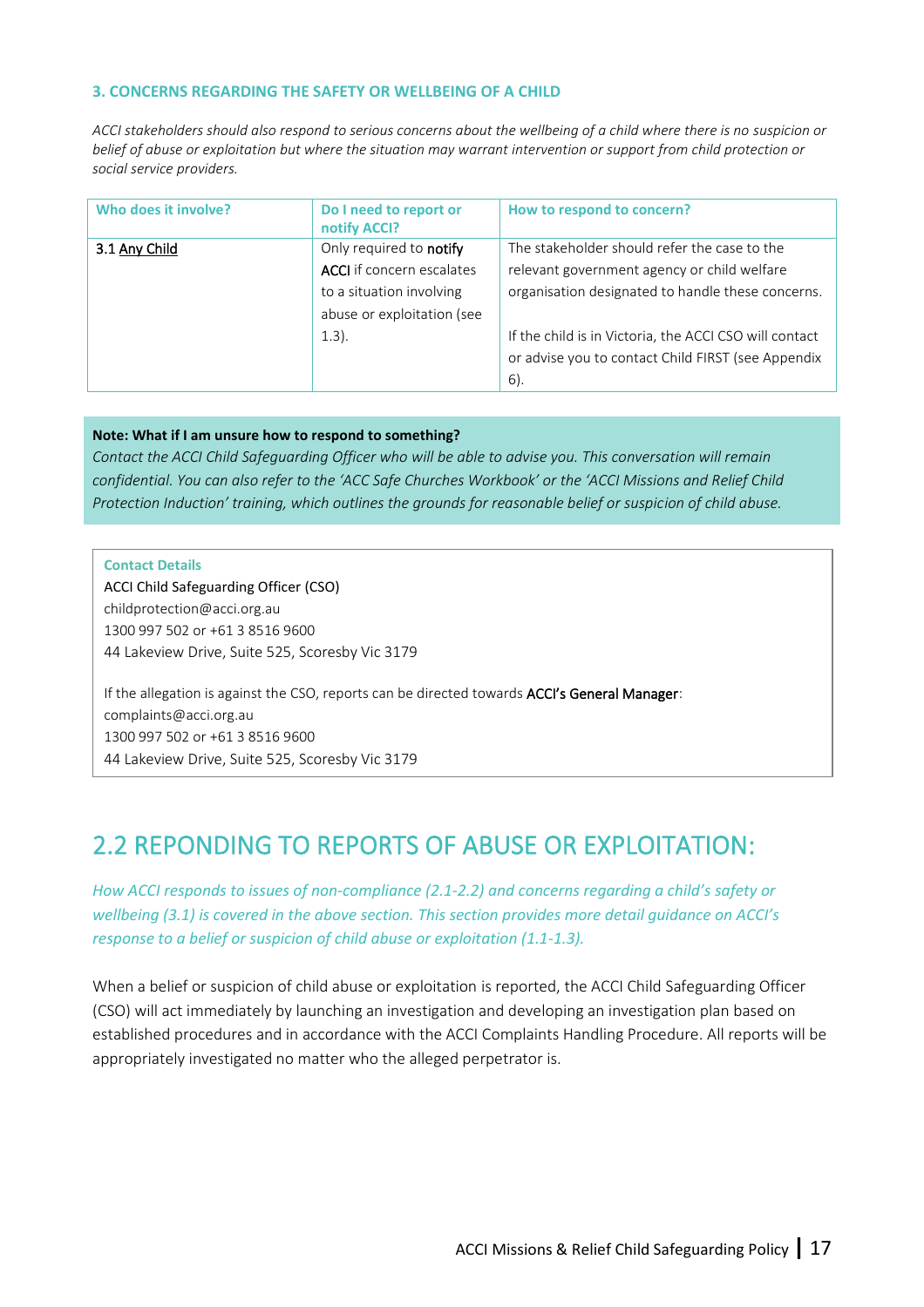### 3. CONCERNS REGARDING THE SAFETY OR WELLBEING OF A CHILD

*ACCI stakeholders should also respond to serious concerns about the wellbeing of a child where there is no suspicion or belief of abuse or exploitation but where the situation may warrant intervention or support from child protection or social service providers.*

| Who does it involve? | Do I need to report or notify ACCI? | How to respond to concern? |
|---|---|---|
| 3.1 Any Child | Only required to notify ACCI if concern escalates to a situation involving abuse or exploitation (see 1.3). | The stakeholder should refer the case to the relevant government agency or child welfare organisation designated to handle these concerns.<br><br>If the child is in Victoria, the ACCI CSO will contact or advise you to contact Child FIRST (see Appendix 6). |

**Note: What if I am unsure how to respond to something?**
*Contact the ACCI Child Safeguarding Officer who will be able to advise you. This conversation will remain confidential. You can also refer to the 'ACC Safe Churches Workbook' or the 'ACCI Missions and Relief Child Protection Induction' training, which outlines the grounds for reasonable belief or suspicion of child abuse.*

**Contact Details**
ACCI Child Safeguarding Officer (CSO)
childprotection@acci.org.au
1300 997 502 or +61 3 8516 9600
44 Lakeview Drive, Suite 525, Scoresby Vic 3179

If the allegation is against the CSO, reports can be directed towards ACCI's General Manager:
complaints@acci.org.au
1300 997 502 or +61 3 8516 9600
44 Lakeview Drive, Suite 525, Scoresby Vic 3179

## 2.2 REPONDING TO REPORTS OF ABUSE OR EXPLOITATION:

*How ACCI responds to issues of non-compliance (2.1-2.2) and concerns regarding a child's safety or wellbeing (3.1) is covered in the above section. This section provides more detail guidance on ACCI's response to a belief or suspicion of child abuse or exploitation (1.1-1.3).*

When a belief or suspicion of child abuse or exploitation is reported, the ACCI Child Safeguarding Officer (CSO) will act immediately by launching an investigation and developing an investigation plan based on established procedures and in accordance with the ACCI Complaints Handling Procedure. All reports will be appropriately investigated no matter who the alleged perpetrator is.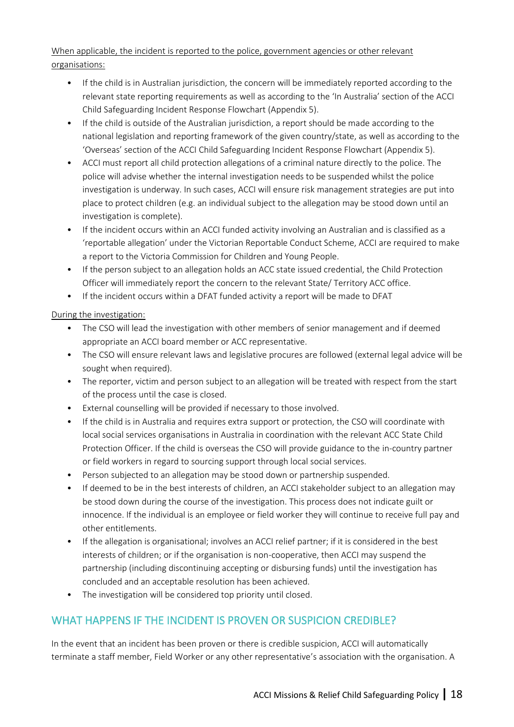<u>When applicable, the incident is reported to the police, government agencies or other relevant organisations:</u>

- If the child is in Australian jurisdiction, the concern will be immediately reported according to the relevant state reporting requirements as well as according to the 'In Australia' section of the ACCI Child Safeguarding Incident Response Flowchart (Appendix 5).
- If the child is outside of the Australian jurisdiction, a report should be made according to the national legislation and reporting framework of the given country/state, as well as according to the 'Overseas' section of the ACCI Child Safeguarding Incident Response Flowchart (Appendix 5).
- ACCI must report all child protection allegations of a criminal nature directly to the police. The police will advise whether the internal investigation needs to be suspended whilst the police investigation is underway. In such cases, ACCI will ensure risk management strategies are put into place to protect children (e.g. an individual subject to the allegation may be stood down until an investigation is complete).
- If the incident occurs within an ACCI funded activity involving an Australian and is classified as a 'reportable allegation' under the Victorian Reportable Conduct Scheme, ACCI are required to make a report to the Victoria Commission for Children and Young People.
- If the person subject to an allegation holds an ACC state issued credential, the Child Protection Officer will immediately report the concern to the relevant State/ Territory ACC office.
- If the incident occurs within a DFAT funded activity a report will be made to DFAT

<u>During the investigation:</u>

- The CSO will lead the investigation with other members of senior management and if deemed appropriate an ACCI board member or ACC representative.
- The CSO will ensure relevant laws and legislative procures are followed (external legal advice will be sought when required).
- The reporter, victim and person subject to an allegation will be treated with respect from the start of the process until the case is closed.
- External counselling will be provided if necessary to those involved.
- If the child is in Australia and requires extra support or protection, the CSO will coordinate with local social services organisations in Australia in coordination with the relevant ACC State Child Protection Officer. If the child is overseas the CSO will provide guidance to the in-country partner or field workers in regard to sourcing support through local social services.
- Person subjected to an allegation may be stood down or partnership suspended.
- If deemed to be in the best interests of children, an ACCI stakeholder subject to an allegation may be stood down during the course of the investigation. This process does not indicate guilt or innocence. If the individual is an employee or field worker they will continue to receive full pay and other entitlements.
- If the allegation is organisational; involves an ACCI relief partner; if it is considered in the best interests of children; or if the organisation is non-cooperative, then ACCI may suspend the partnership (including discontinuing accepting or disbursing funds) until the investigation has concluded and an acceptable resolution has been achieved.
- The investigation will be considered top priority until closed.

## WHAT HAPPENS IF THE INCIDENT IS PROVEN OR SUSPICION CREDIBLE?

In the event that an incident has been proven or there is credible suspicion, ACCI will automatically terminate a staff member, Field Worker or any other representative's association with the organisation. A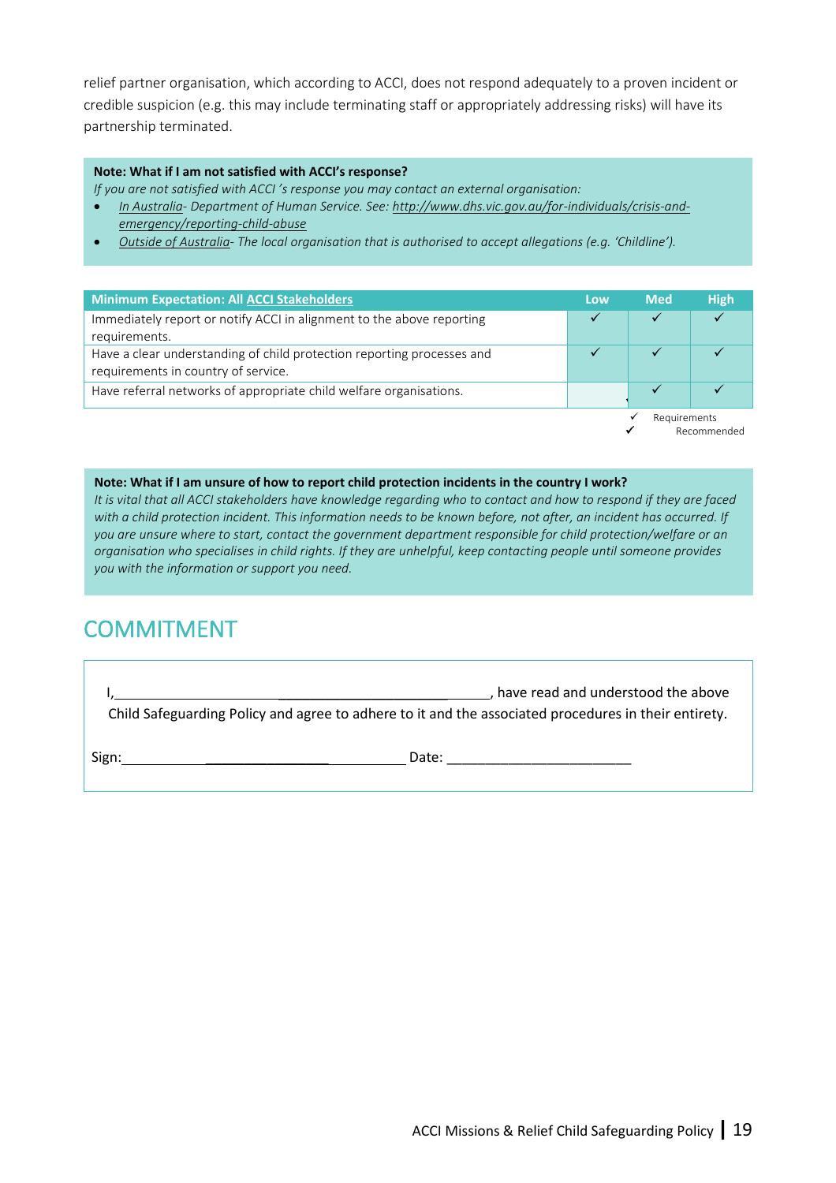relief partner organisation, which according to ACCI, does not respond adequately to a proven incident or credible suspicion (e.g. this may include terminating staff or appropriately addressing risks) will have its partnership terminated.

**Note: What if I am not satisfied with ACCI's response?**

*If you are not satisfied with ACCI 's response you may contact an external organisation:*

- *In Australia- Department of Human Service. See: http://www.dhs.vic.gov.au/for-individuals/crisis-and-emergency/reporting-child-abuse*
- *Outside of Australia- The local organisation that is authorised to accept allegations (e.g. 'Childline').*

| Minimum Expectation: All ACCI Stakeholders | Low | Med | High |
|---|---|---|---|
| Immediately report or notify ACCI in alignment to the above reporting requirements. | ✓ | ✓ | ✓ |
| Have a clear understanding of child protection reporting processes and requirements in country of service. | ✓ | ✓ | ✓ |
| Have referral networks of appropriate child welfare organisations. | | ✓ | ✓ |

✓ Requirements
✓ Recommended

**Note: What if I am unsure of how to report child protection incidents in the country I work?**

*It is vital that all ACCI stakeholders have knowledge regarding who to contact and how to respond if they are faced with a child protection incident. This information needs to be known before, not after, an incident has occurred. If you are unsure where to start, contact the government department responsible for child protection/welfare or an organisation who specialises in child rights. If they are unhelpful, keep contacting people until someone provides you with the information or support you need.*

## COMMITMENT

I,\_\_\_\_\_\_\_\_\_\_\_\_\_\_\_\_\_\_\_\_\_\_\_\_\_\_\_\_\_\_\_\_\_\_\_\_\_\_\_\_\_\_\_\_\_\_, have read and understood the above Child Safeguarding Policy and agree to adhere to it and the associated procedures in their entirety.

Sign:\_\_\_\_\_\_\_\_\_\_\_\_\_\_\_\_\_\_\_\_\_\_\_\_\_\_\_\_\_\_\_\_\_\_\_\_\_\_ Date: \_\_\_\_\_\_\_\_\_\_\_\_\_\_\_\_\_\_\_\_\_\_\_\_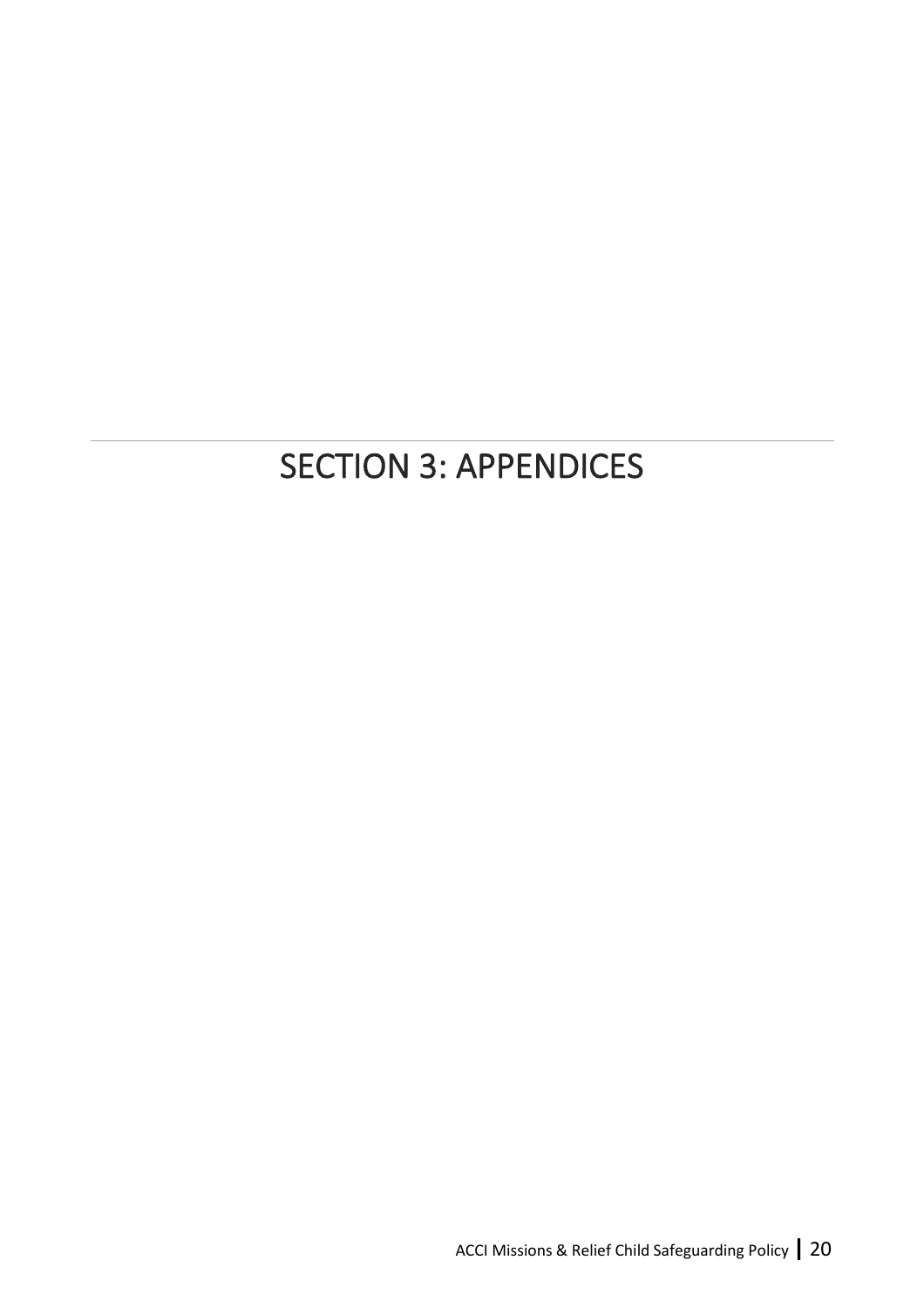# SECTION 3: APPENDICES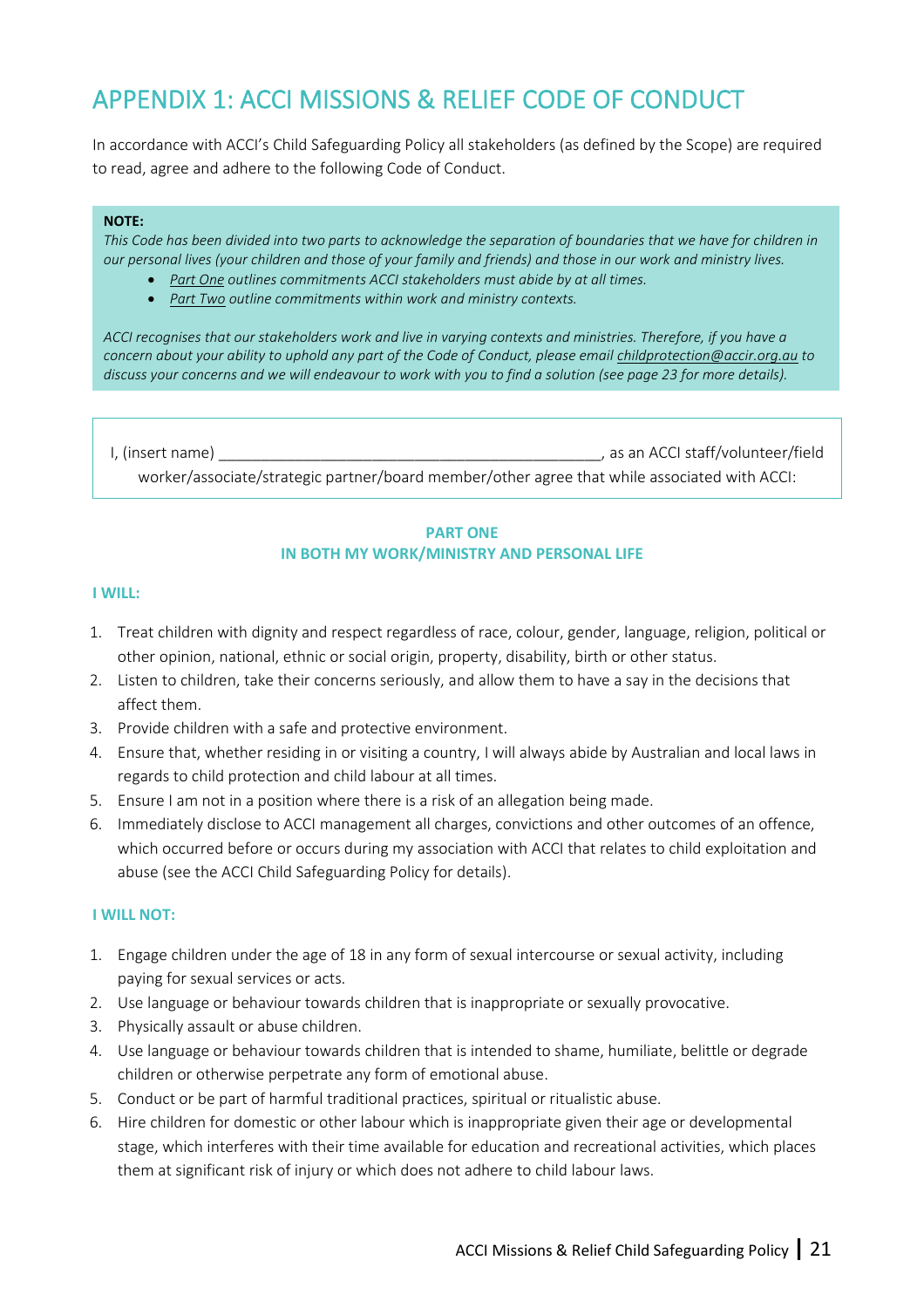# APPENDIX 1: ACCI MISSIONS & RELIEF CODE OF CONDUCT

In accordance with ACCI's Child Safeguarding Policy all stakeholders (as defined by the Scope) are required to read, agree and adhere to the following Code of Conduct.

> **NOTE:**
> *This Code has been divided into two parts to acknowledge the separation of boundaries that we have for children in our personal lives (your children and those of your family and friends) and those in our work and ministry lives.*
>
> - *Part One outlines commitments ACCI stakeholders must abide by at all times.*
> - *Part Two outline commitments within work and ministry contexts.*
>
> *ACCI recognises that our stakeholders work and live in varying contexts and ministries. Therefore, if you have a concern about your ability to uphold any part of the Code of Conduct, please email childprotection@accir.org.au to discuss your concerns and we will endeavour to work with you to find a solution (see page 23 for more details).*

I, (insert name) ______________________________________________, as an ACCI staff/volunteer/field worker/associate/strategic partner/board member/other agree that while associated with ACCI:

## PART ONE
## IN BOTH MY WORK/MINISTRY AND PERSONAL LIFE

### I WILL:

1. Treat children with dignity and respect regardless of race, colour, gender, language, religion, political or other opinion, national, ethnic or social origin, property, disability, birth or other status.
2. Listen to children, take their concerns seriously, and allow them to have a say in the decisions that affect them.
3. Provide children with a safe and protective environment.
4. Ensure that, whether residing in or visiting a country, I will always abide by Australian and local laws in regards to child protection and child labour at all times.
5. Ensure I am not in a position where there is a risk of an allegation being made.
6. Immediately disclose to ACCI management all charges, convictions and other outcomes of an offence, which occurred before or occurs during my association with ACCI that relates to child exploitation and abuse (see the ACCI Child Safeguarding Policy for details).

### I WILL NOT:

1. Engage children under the age of 18 in any form of sexual intercourse or sexual activity, including paying for sexual services or acts.
2. Use language or behaviour towards children that is inappropriate or sexually provocative.
3. Physically assault or abuse children.
4. Use language or behaviour towards children that is intended to shame, humiliate, belittle or degrade children or otherwise perpetrate any form of emotional abuse.
5. Conduct or be part of harmful traditional practices, spiritual or ritualistic abuse.
6. Hire children for domestic or other labour which is inappropriate given their age or developmental stage, which interferes with their time available for education and recreational activities, which places them at significant risk of injury or which does not adhere to child labour laws.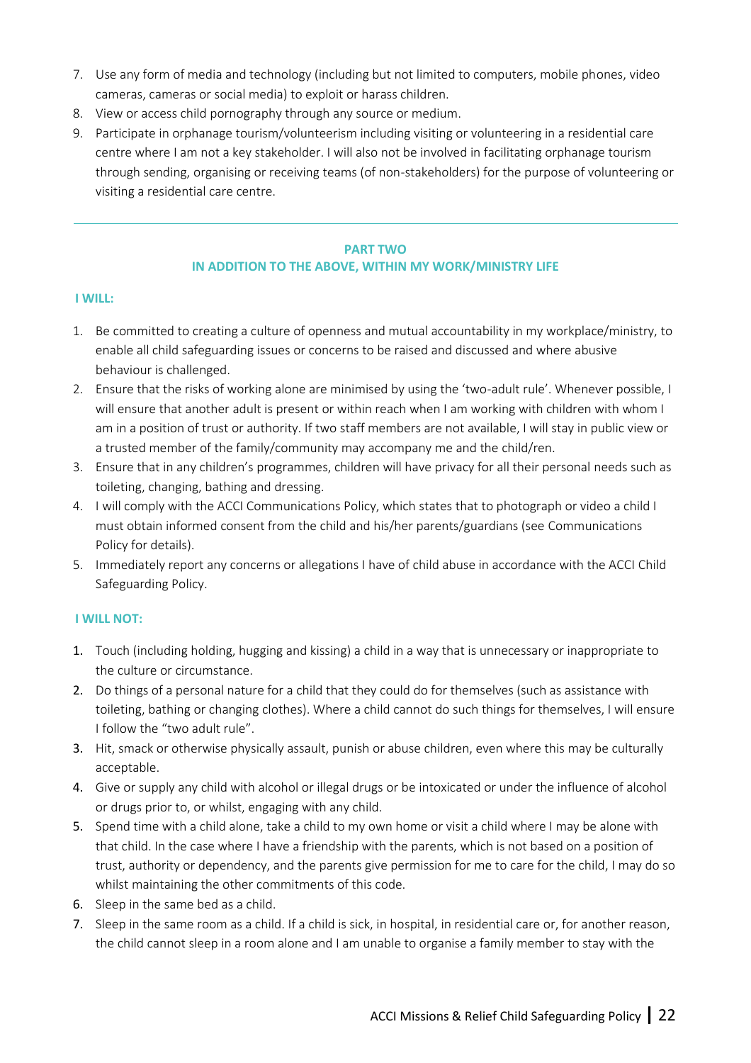7. Use any form of media and technology (including but not limited to computers, mobile phones, video cameras, cameras or social media) to exploit or harass children.
8. View or access child pornography through any source or medium.
9. Participate in orphanage tourism/volunteerism including visiting or volunteering in a residential care centre where I am not a key stakeholder. I will also not be involved in facilitating orphanage tourism through sending, organising or receiving teams (of non-stakeholders) for the purpose of volunteering or visiting a residential care centre.

---

**PART TWO**
**IN ADDITION TO THE ABOVE, WITHIN MY WORK/MINISTRY LIFE**

**I WILL:**

1. Be committed to creating a culture of openness and mutual accountability in my workplace/ministry, to enable all child safeguarding issues or concerns to be raised and discussed and where abusive behaviour is challenged.
2. Ensure that the risks of working alone are minimised by using the 'two-adult rule'. Whenever possible, I will ensure that another adult is present or within reach when I am working with children with whom I am in a position of trust or authority. If two staff members are not available, I will stay in public view or a trusted member of the family/community may accompany me and the child/ren.
3. Ensure that in any children's programmes, children will have privacy for all their personal needs such as toileting, changing, bathing and dressing.
4. I will comply with the ACCI Communications Policy, which states that to photograph or video a child I must obtain informed consent from the child and his/her parents/guardians (see Communications Policy for details).
5. Immediately report any concerns or allegations I have of child abuse in accordance with the ACCI Child Safeguarding Policy.

**I WILL NOT:**

1. Touch (including holding, hugging and kissing) a child in a way that is unnecessary or inappropriate to the culture or circumstance.
2. Do things of a personal nature for a child that they could do for themselves (such as assistance with toileting, bathing or changing clothes). Where a child cannot do such things for themselves, I will ensure I follow the "two adult rule".
3. Hit, smack or otherwise physically assault, punish or abuse children, even where this may be culturally acceptable.
4. Give or supply any child with alcohol or illegal drugs or be intoxicated or under the influence of alcohol or drugs prior to, or whilst, engaging with any child.
5. Spend time with a child alone, take a child to my own home or visit a child where I may be alone with that child. In the case where I have a friendship with the parents, which is not based on a position of trust, authority or dependency, and the parents give permission for me to care for the child, I may do so whilst maintaining the other commitments of this code.
6. Sleep in the same bed as a child.
7. Sleep in the same room as a child. If a child is sick, in hospital, in residential care or, for another reason, the child cannot sleep in a room alone and I am unable to organise a family member to stay with the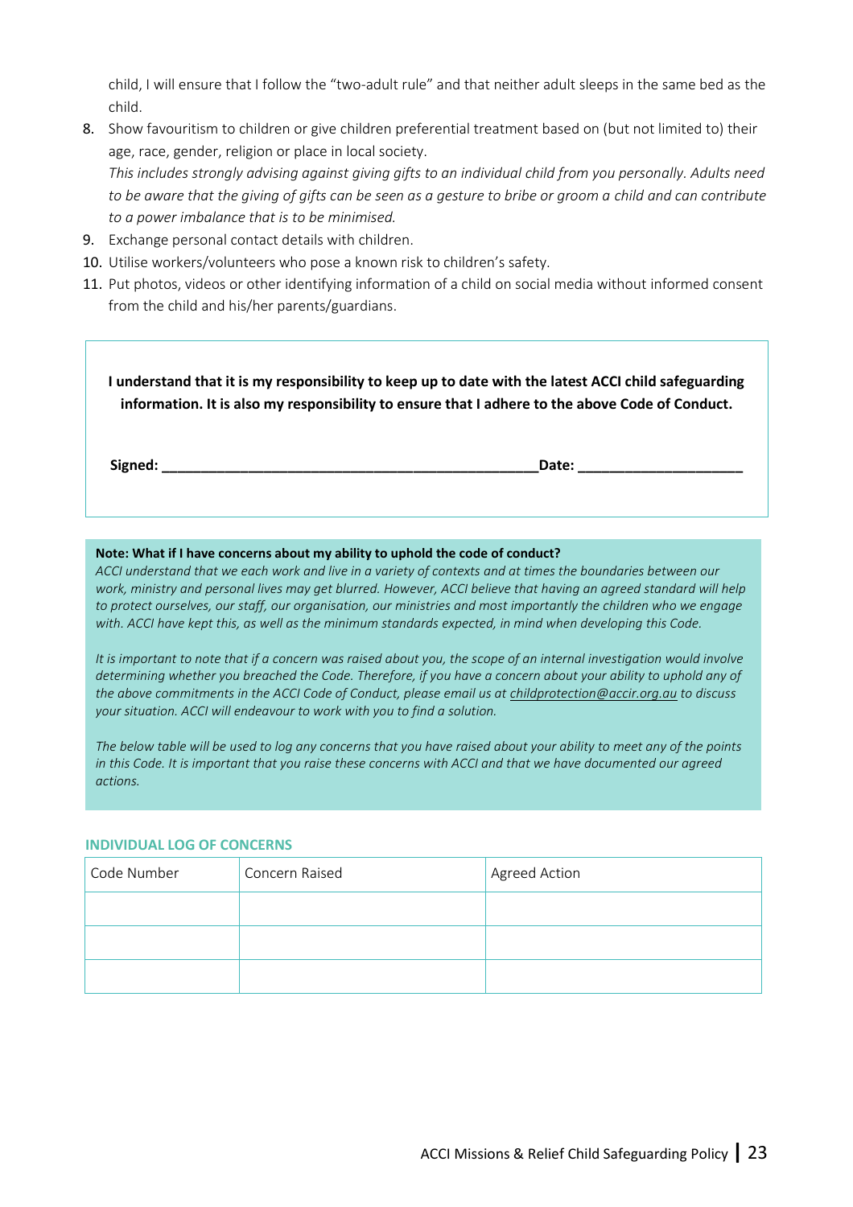child, I will ensure that I follow the "two-adult rule" and that neither adult sleeps in the same bed as the child.

8. Show favouritism to children or give children preferential treatment based on (but not limited to) their age, race, gender, religion or place in local society.
   *This includes strongly advising against giving gifts to an individual child from you personally. Adults need to be aware that the giving of gifts can be seen as a gesture to bribe or groom a child and can contribute to a power imbalance that is to be minimised.*
9. Exchange personal contact details with children.
10. Utilise workers/volunteers who pose a known risk to children's safety.
11. Put photos, videos or other identifying information of a child on social media without informed consent from the child and his/her parents/guardians.

**I understand that it is my responsibility to keep up to date with the latest ACCI child safeguarding information. It is also my responsibility to ensure that I adhere to the above Code of Conduct.**

**Signed: ______________________________________________Date: ____________________**

**Note: What if I have concerns about my ability to uphold the code of conduct?**

*ACCI understand that we each work and live in a variety of contexts and at times the boundaries between our work, ministry and personal lives may get blurred. However, ACCI believe that having an agreed standard will help to protect ourselves, our staff, our organisation, our ministries and most importantly the children who we engage with. ACCI have kept this, as well as the minimum standards expected, in mind when developing this Code.*

*It is important to note that if a concern was raised about you, the scope of an internal investigation would involve determining whether you breached the Code. Therefore, if you have a concern about your ability to uphold any of the above commitments in the ACCI Code of Conduct, please email us at childprotection@accir.org.au to discuss your situation. ACCI will endeavour to work with you to find a solution.*

*The below table will be used to log any concerns that you have raised about your ability to meet any of the points in this Code. It is important that you raise these concerns with ACCI and that we have documented our agreed actions.*

### INDIVIDUAL LOG OF CONCERNS

| Code Number | Concern Raised | Agreed Action |
|---|---|---|
| | | |
| | | |
| | | |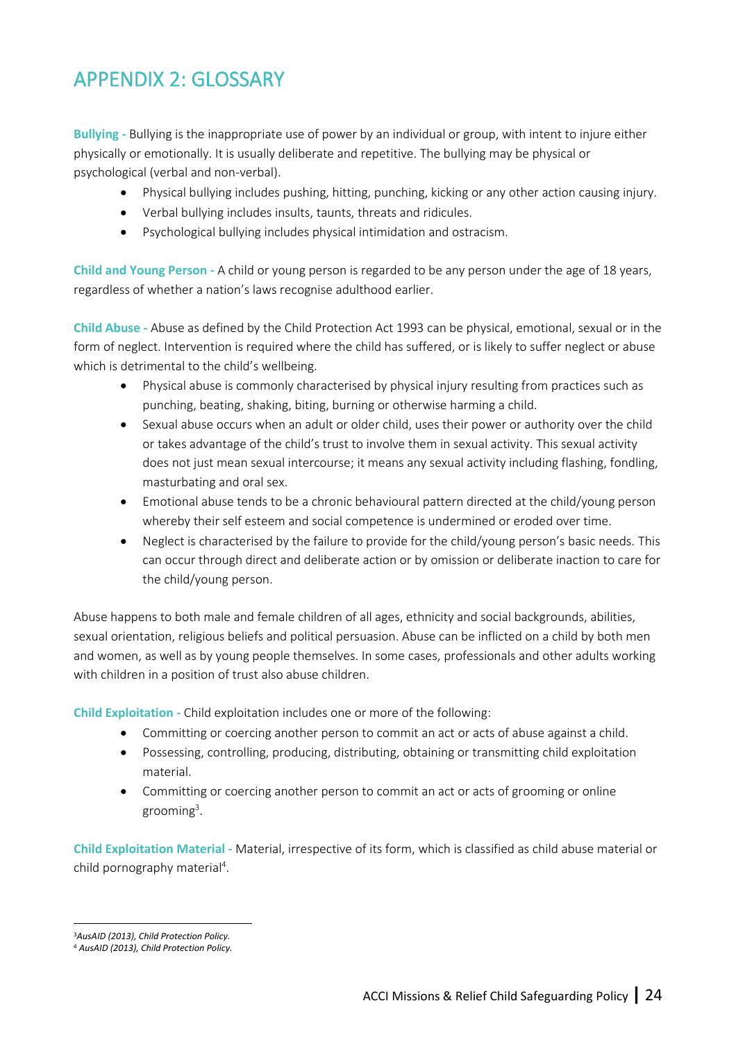# APPENDIX 2: GLOSSARY

**Bullying -** Bullying is the inappropriate use of power by an individual or group, with intent to injure either physically or emotionally. It is usually deliberate and repetitive. The bullying may be physical or psychological (verbal and non-verbal).

- Physical bullying includes pushing, hitting, punching, kicking or any other action causing injury.
- Verbal bullying includes insults, taunts, threats and ridicules.
- Psychological bullying includes physical intimidation and ostracism.

**Child and Young Person -** A child or young person is regarded to be any person under the age of 18 years, regardless of whether a nation's laws recognise adulthood earlier.

**Child Abuse -** Abuse as defined by the Child Protection Act 1993 can be physical, emotional, sexual or in the form of neglect. Intervention is required where the child has suffered, or is likely to suffer neglect or abuse which is detrimental to the child's wellbeing.

- Physical abuse is commonly characterised by physical injury resulting from practices such as punching, beating, shaking, biting, burning or otherwise harming a child.
- Sexual abuse occurs when an adult or older child, uses their power or authority over the child or takes advantage of the child's trust to involve them in sexual activity. This sexual activity does not just mean sexual intercourse; it means any sexual activity including flashing, fondling, masturbating and oral sex.
- Emotional abuse tends to be a chronic behavioural pattern directed at the child/young person whereby their self esteem and social competence is undermined or eroded over time.
- Neglect is characterised by the failure to provide for the child/young person's basic needs. This can occur through direct and deliberate action or by omission or deliberate inaction to care for the child/young person.

Abuse happens to both male and female children of all ages, ethnicity and social backgrounds, abilities, sexual orientation, religious beliefs and political persuasion. Abuse can be inflicted on a child by both men and women, as well as by young people themselves. In some cases, professionals and other adults working with children in a position of trust also abuse children.

**Child Exploitation -** Child exploitation includes one or more of the following:

- Committing or coercing another person to commit an act or acts of abuse against a child.
- Possessing, controlling, producing, distributing, obtaining or transmitting child exploitation material.
- Committing or coercing another person to commit an act or acts of grooming or online grooming[3].

**Child Exploitation Material -** Material, irrespective of its form, which is classified as child abuse material or child pornography material[4].

---

[3] *AusAID (2013), Child Protection Policy.*

[4] *AusAID (2013), Child Protection Policy.*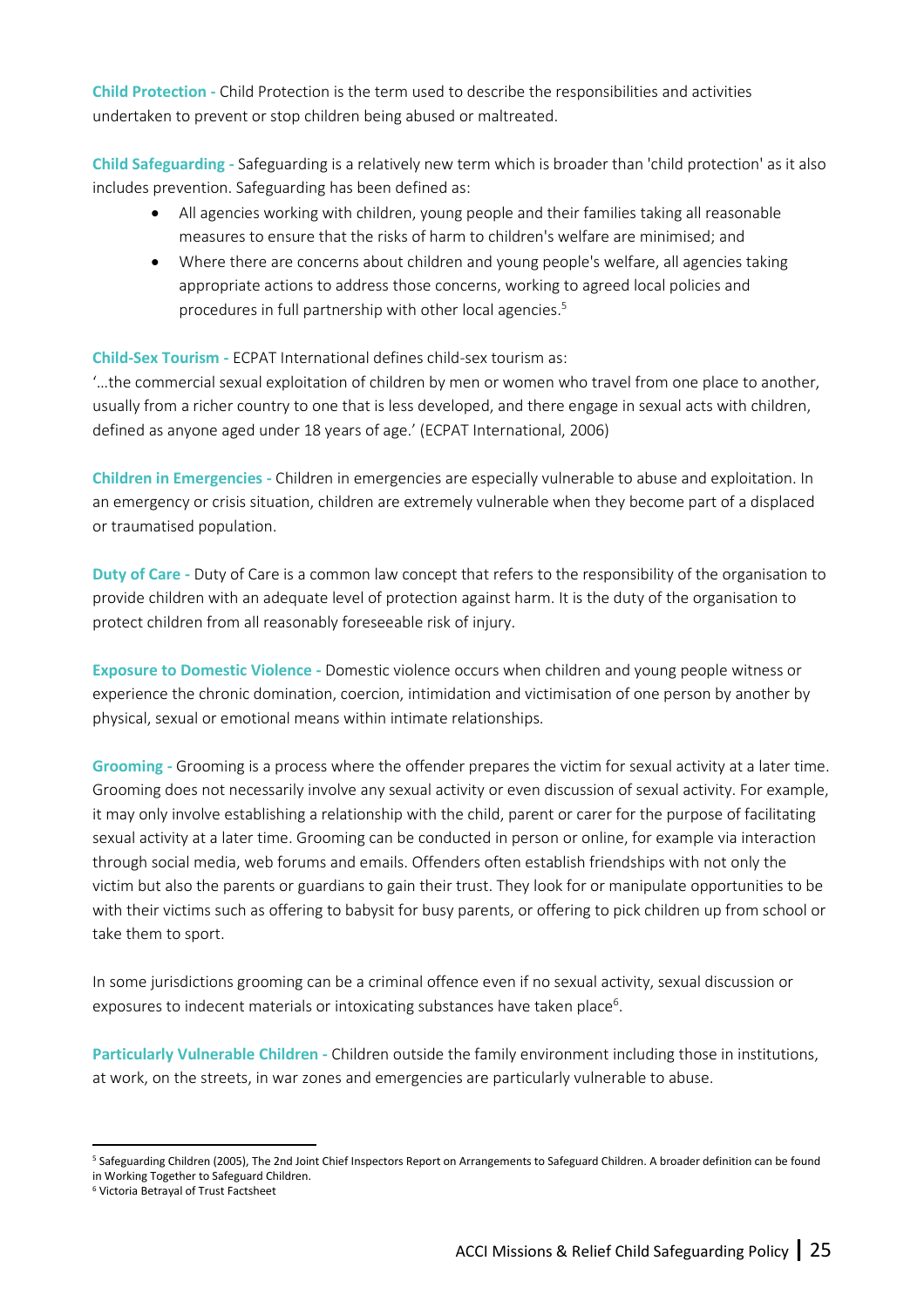**Child Protection -** Child Protection is the term used to describe the responsibilities and activities undertaken to prevent or stop children being abused or maltreated.

**Child Safeguarding -** Safeguarding is a relatively new term which is broader than 'child protection' as it also includes prevention. Safeguarding has been defined as:

- All agencies working with children, young people and their families taking all reasonable measures to ensure that the risks of harm to children's welfare are minimised; and
- Where there are concerns about children and young people's welfare, all agencies taking appropriate actions to address those concerns, working to agreed local policies and procedures in full partnership with other local agencies.[5]

**Child-Sex Tourism -** ECPAT International defines child-sex tourism as:
'…the commercial sexual exploitation of children by men or women who travel from one place to another, usually from a richer country to one that is less developed, and there engage in sexual acts with children, defined as anyone aged under 18 years of age.' (ECPAT International, 2006)

**Children in Emergencies -** Children in emergencies are especially vulnerable to abuse and exploitation. In an emergency or crisis situation, children are extremely vulnerable when they become part of a displaced or traumatised population.

**Duty of Care -** Duty of Care is a common law concept that refers to the responsibility of the organisation to provide children with an adequate level of protection against harm. It is the duty of the organisation to protect children from all reasonably foreseeable risk of injury.

**Exposure to Domestic Violence -** Domestic violence occurs when children and young people witness or experience the chronic domination, coercion, intimidation and victimisation of one person by another by physical, sexual or emotional means within intimate relationships.

**Grooming -** Grooming is a process where the offender prepares the victim for sexual activity at a later time. Grooming does not necessarily involve any sexual activity or even discussion of sexual activity. For example, it may only involve establishing a relationship with the child, parent or carer for the purpose of facilitating sexual activity at a later time. Grooming can be conducted in person or online, for example via interaction through social media, web forums and emails. Offenders often establish friendships with not only the victim but also the parents or guardians to gain their trust. They look for or manipulate opportunities to be with their victims such as offering to babysit for busy parents, or offering to pick children up from school or take them to sport.

In some jurisdictions grooming can be a criminal offence even if no sexual activity, sexual discussion or exposures to indecent materials or intoxicating substances have taken place[6].

**Particularly Vulnerable Children -** Children outside the family environment including those in institutions, at work, on the streets, in war zones and emergencies are particularly vulnerable to abuse.

---

[5] Safeguarding Children (2005), The 2nd Joint Chief Inspectors Report on Arrangements to Safeguard Children. A broader definition can be found in Working Together to Safeguard Children.

[6] Victoria Betrayal of Trust Factsheet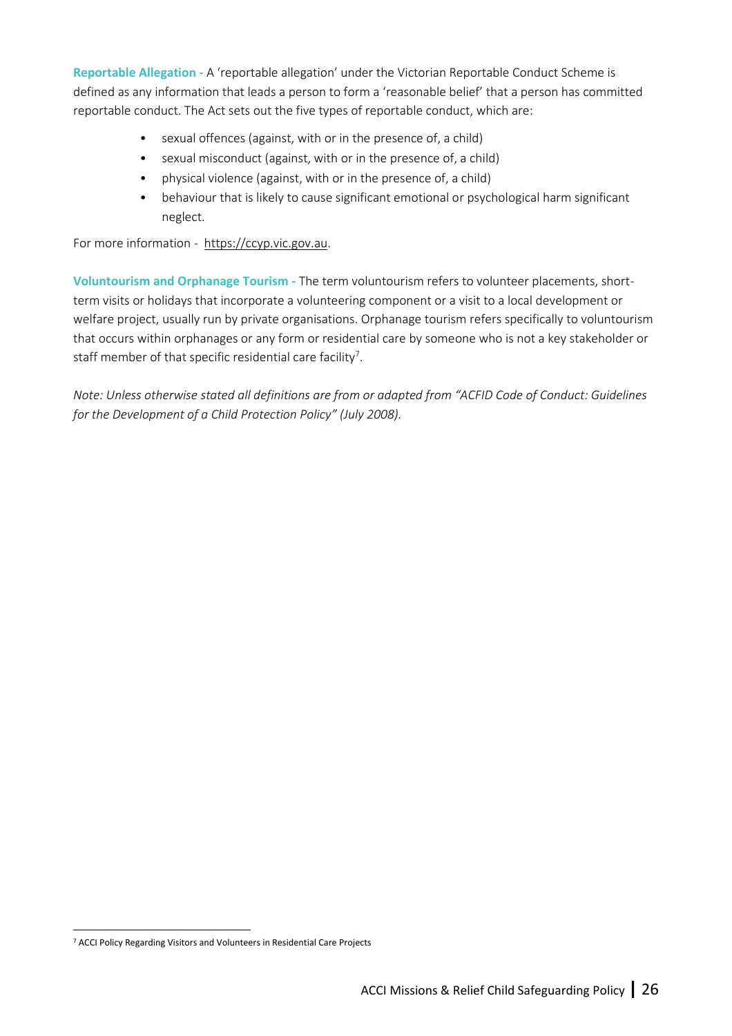**Reportable Allegation -** A 'reportable allegation' under the Victorian Reportable Conduct Scheme is defined as any information that leads a person to form a 'reasonable belief' that a person has committed reportable conduct. The Act sets out the five types of reportable conduct, which are:

- sexual offences (against, with or in the presence of, a child)
- sexual misconduct (against, with or in the presence of, a child)
- physical violence (against, with or in the presence of, a child)
- behaviour that is likely to cause significant emotional or psychological harm significant neglect.

For more information - https://ccyp.vic.gov.au.

**Voluntourism and Orphanage Tourism -** The term voluntourism refers to volunteer placements, short-term visits or holidays that incorporate a volunteering component or a visit to a local development or welfare project, usually run by private organisations. Orphanage tourism refers specifically to voluntourism that occurs within orphanages or any form or residential care by someone who is not a key stakeholder or staff member of that specific residential care facility[7].

*Note: Unless otherwise stated all definitions are from or adapted from "ACFID Code of Conduct: Guidelines for the Development of a Child Protection Policy" (July 2008).*

---

[7] ACCI Policy Regarding Visitors and Volunteers in Residential Care Projects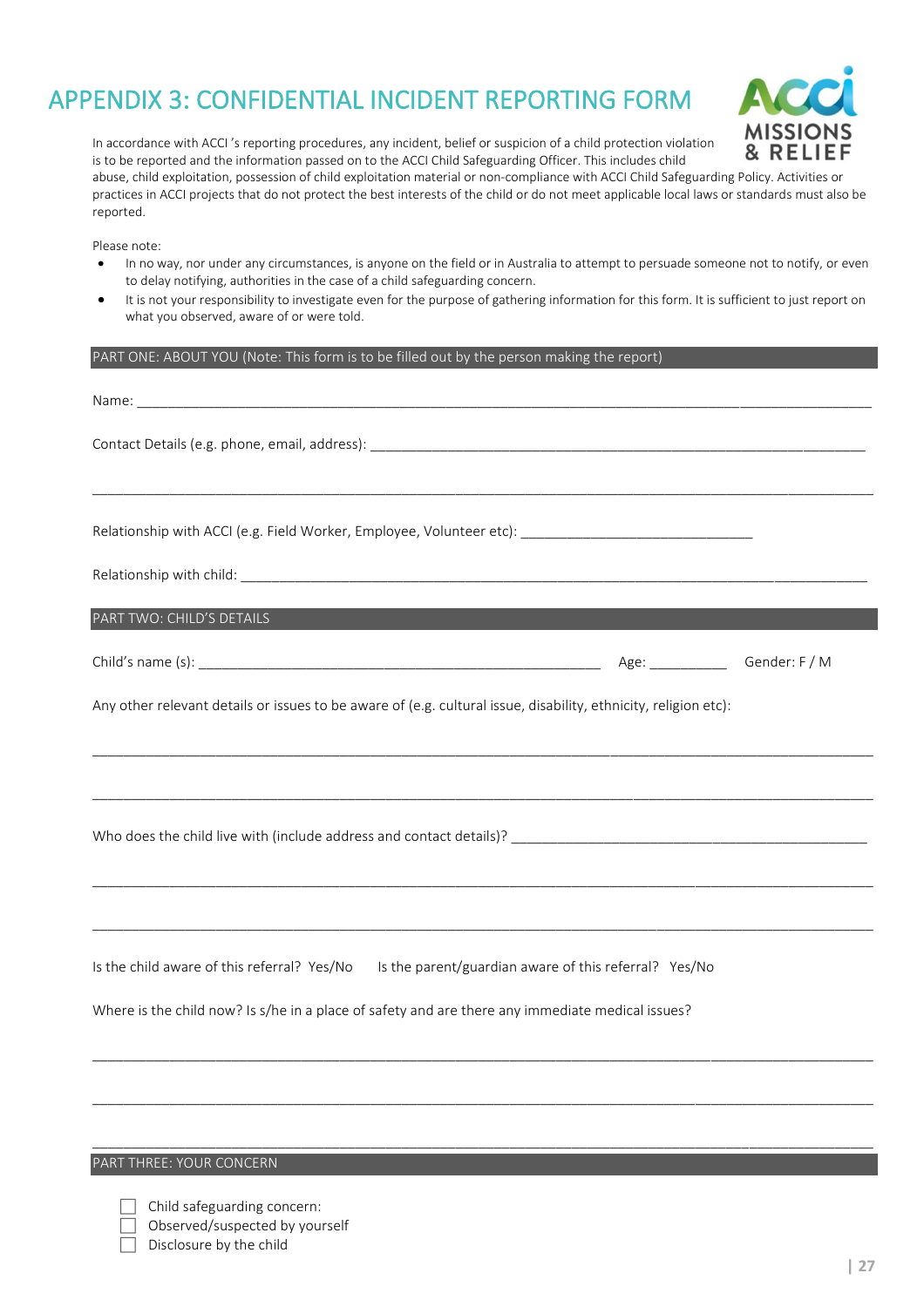# APPENDIX 3: CONFIDENTIAL INCIDENT REPORTING FORM

In accordance with ACCI 's reporting procedures, any incident, belief or suspicion of a child protection violation is to be reported and the information passed on to the ACCI Child Safeguarding Officer. This includes child abuse, child exploitation, possession of child exploitation material or non-compliance with ACCI Child Safeguarding Policy. Activities or practices in ACCI projects that do not protect the best interests of the child or do not meet applicable local laws or standards must also be reported.

Please note:

- In no way, nor under any circumstances, is anyone on the field or in Australia to attempt to persuade someone not to notify, or even to delay notifying, authorities in the case of a child safeguarding concern.
- It is not your responsibility to investigate even for the purpose of gathering information for this form. It is sufficient to just report on what you observed, aware of or were told.

## PART ONE: ABOUT YOU (Note: This form is to be filled out by the person making the report)

Name: ____________________________________________________________________________

Contact Details (e.g. phone, email, address): ________________________________________________

____________________________________________________________________________

Relationship with ACCI (e.g. Field Worker, Employee, Volunteer etc): ____________________________

Relationship with child: ______________________________________________________________

## PART TWO: CHILD'S DETAILS

Child's name (s): ________________________________________ Age: __________ Gender: F / M

Any other relevant details or issues to be aware of (e.g. cultural issue, disability, ethnicity, religion etc):

____________________________________________________________________________

____________________________________________________________________________

Who does the child live with (include address and contact details)? ______________________________

____________________________________________________________________________

____________________________________________________________________________

Is the child aware of this referral? Yes/No     Is the parent/guardian aware of this referral? Yes/No

Where is the child now? Is s/he in a place of safety and are there any immediate medical issues?

____________________________________________________________________________

____________________________________________________________________________

____________________________________________________________________________

## PART THREE: YOUR CONCERN

- ☐ Child safeguarding concern:
- ☐ Observed/suspected by yourself
- ☐ Disclosure by the child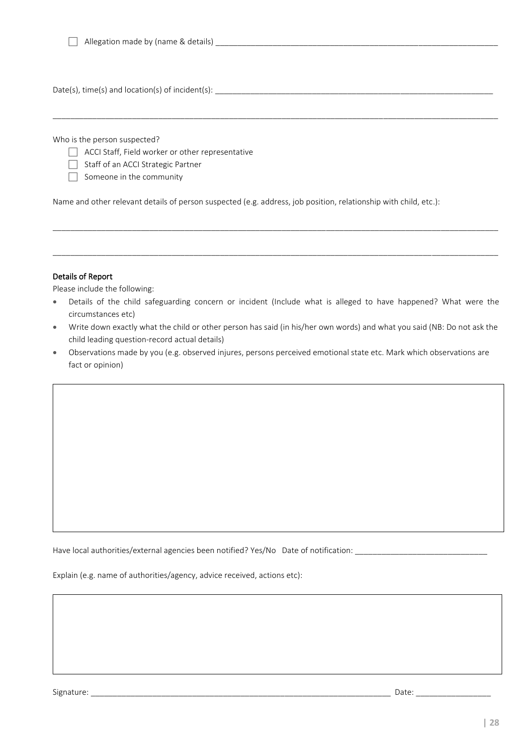☐ Allegation made by (name & details) ______________________________________________________________

Date(s), time(s) and location(s) of incident(s): ______________________________________________________________

______________________________________________________________________________________________

Who is the person suspected?

☐ ACCI Staff, Field worker or other representative

☐ Staff of an ACCI Strategic Partner

☐ Someone in the community

Name and other relevant details of person suspected (e.g. address, job position, relationship with child, etc.):

______________________________________________________________________________________________

______________________________________________________________________________________________

**Details of Report**

Please include the following:

- Details of the child safeguarding concern or incident (Include what is alleged to have happened? What were the circumstances etc)
- Write down exactly what the child or other person has said (in his/her own words) and what you said (NB: Do not ask the child leading question-record actual details)
- Observations made by you (e.g. observed injures, persons perceived emotional state etc. Mark which observations are fact or opinion)

| |
|---|
| |

Have local authorities/external agencies been notified? Yes/No Date of notification: ______________________________

Explain (e.g. name of authorities/agency, advice received, actions etc):

| |
|---|
| |

Signature: ______________________________________________________________________ Date: _________________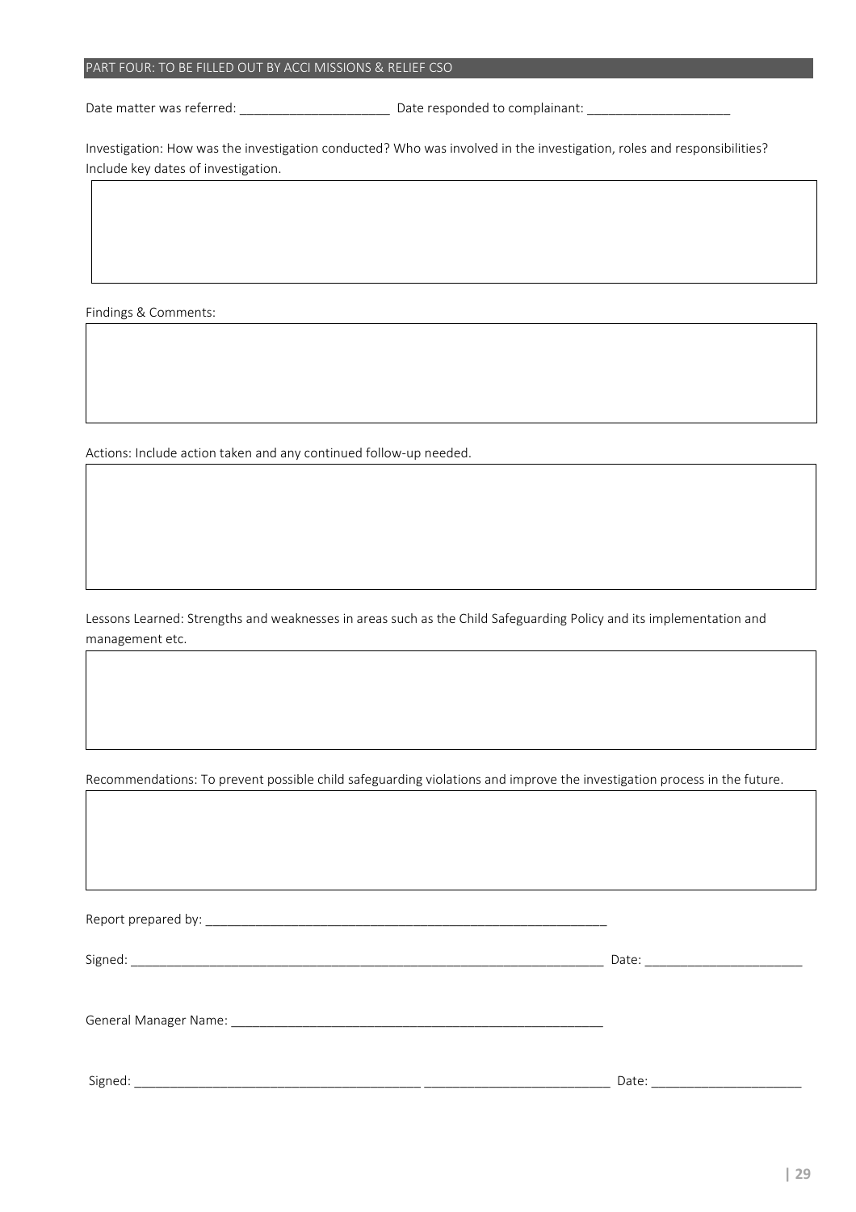## PART FOUR: TO BE FILLED OUT BY ACCI MISSIONS & RELIEF CSO

Date matter was referred: ____________________ Date responded to complainant: ____________________

Investigation: How was the investigation conducted? Who was involved in the investigation, roles and responsibilities? Include key dates of investigation.

| |
|---|
| |

Findings & Comments:

| |
|---|
| |

Actions: Include action taken and any continued follow-up needed.

| |
|---|
| |

Lessons Learned: Strengths and weaknesses in areas such as the Child Safeguarding Policy and its implementation and management etc.

| |
|---|
| |

Recommendations: To prevent possible child safeguarding violations and improve the investigation process in the future.

| |
|---|
| |

Report prepared by: ____________________________________________________________

Signed: ______________________________________________________________________ Date: ______________________

General Manager Name: ______________________________________________________

Signed: ________________________________________ __________________________ Date: ______________________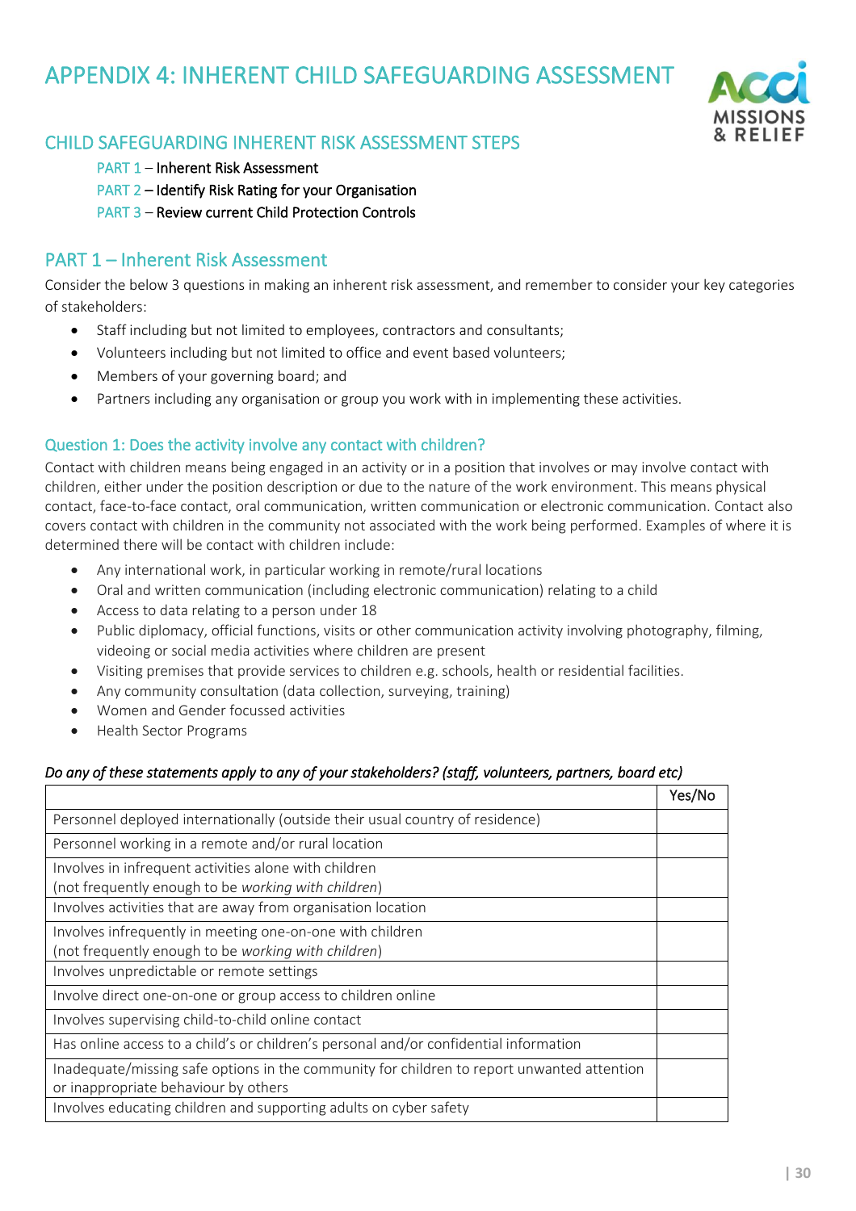# APPENDIX 4: INHERENT CHILD SAFEGUARDING ASSESSMENT

## CHILD SAFEGUARDING INHERENT RISK ASSESSMENT STEPS

PART 1 – **Inherent Risk Assessment**
PART 2 – **Identify Risk Rating for your Organisation**
PART 3 – **Review current Child Protection Controls**

## PART 1 – Inherent Risk Assessment

Consider the below 3 questions in making an inherent risk assessment, and remember to consider your key categories of stakeholders:

- Staff including but not limited to employees, contractors and consultants;
- Volunteers including but not limited to office and event based volunteers;
- Members of your governing board; and
- Partners including any organisation or group you work with in implementing these activities.

### Question 1: Does the activity involve any contact with children?

Contact with children means being engaged in an activity or in a position that involves or may involve contact with children, either under the position description or due to the nature of the work environment. This means physical contact, face-to-face contact, oral communication, written communication or electronic communication. Contact also covers contact with children in the community not associated with the work being performed. Examples of where it is determined there will be contact with children include:

- Any international work, in particular working in remote/rural locations
- Oral and written communication (including electronic communication) relating to a child
- Access to data relating to a person under 18
- Public diplomacy, official functions, visits or other communication activity involving photography, filming, videoing or social media activities where children are present
- Visiting premises that provide services to children e.g. schools, health or residential facilities.
- Any community consultation (data collection, surveying, training)
- Women and Gender focussed activities
- Health Sector Programs

*Do any of these statements apply to any of your stakeholders? (staff, volunteers, partners, board etc)*

| | Yes/No |
|---|---|
| Personnel deployed internationally (outside their usual country of residence) | |
| Personnel working in a remote and/or rural location | |
| Involves in infrequent activities alone with children (not frequently enough to be *working with children*) | |
| Involves activities that are away from organisation location | |
| Involves infrequently in meeting one-on-one with children (not frequently enough to be *working with children*) | |
| Involves unpredictable or remote settings | |
| Involve direct one-on-one or group access to children online | |
| Involves supervising child-to-child online contact | |
| Has online access to a child's or children's personal and/or confidential information | |
| Inadequate/missing safe options in the community for children to report unwanted attention or inappropriate behaviour by others | |
| Involves educating children and supporting adults on cyber safety | |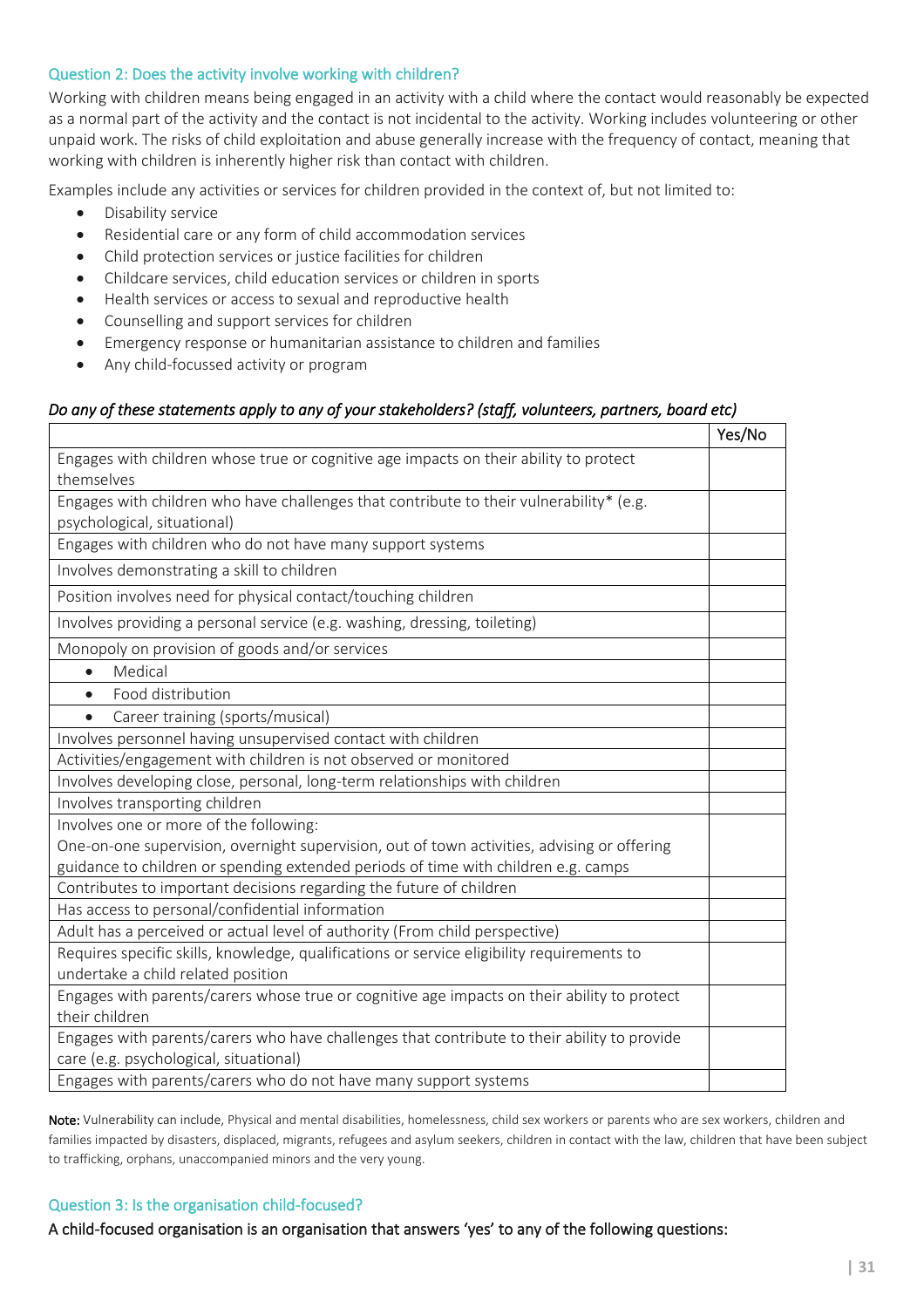### Question 2: Does the activity involve working with children?

Working with children means being engaged in an activity with a child where the contact would reasonably be expected as a normal part of the activity and the contact is not incidental to the activity. Working includes volunteering or other unpaid work. The risks of child exploitation and abuse generally increase with the frequency of contact, meaning that working with children is inherently higher risk than contact with children.

Examples include any activities or services for children provided in the context of, but not limited to:

- Disability service
- Residential care or any form of child accommodation services
- Child protection services or justice facilities for children
- Childcare services, child education services or children in sports
- Health services or access to sexual and reproductive health
- Counselling and support services for children
- Emergency response or humanitarian assistance to children and families
- Any child-focussed activity or program

*Do any of these statements apply to any of your stakeholders? (staff, volunteers, partners, board etc)*

| | Yes/No |
|---|---|
| Engages with children whose true or cognitive age impacts on their ability to protect themselves | |
| Engages with children who have challenges that contribute to their vulnerability* (e.g. psychological, situational) | |
| Engages with children who do not have many support systems | |
| Involves demonstrating a skill to children | |
| Position involves need for physical contact/touching children | |
| Involves providing a personal service (e.g. washing, dressing, toileting) | |
| Monopoly on provision of goods and/or services | |
| • Medical | |
| • Food distribution | |
| • Career training (sports/musical) | |
| Involves personnel having unsupervised contact with children | |
| Activities/engagement with children is not observed or monitored | |
| Involves developing close, personal, long-term relationships with children | |
| Involves transporting children | |
| Involves one or more of the following: One-on-one supervision, overnight supervision, out of town activities, advising or offering guidance to children or spending extended periods of time with children e.g. camps | |
| Contributes to important decisions regarding the future of children | |
| Has access to personal/confidential information | |
| Adult has a perceived or actual level of authority (From child perspective) | |
| Requires specific skills, knowledge, qualifications or service eligibility requirements to undertake a child related position | |
| Engages with parents/carers whose true or cognitive age impacts on their ability to protect their children | |
| Engages with parents/carers who have challenges that contribute to their ability to provide care (e.g. psychological, situational) | |
| Engages with parents/carers who do not have many support systems | |

**Note:** Vulnerability can include, Physical and mental disabilities, homelessness, child sex workers or parents who are sex workers, children and families impacted by disasters, displaced, migrants, refugees and asylum seekers, children in contact with the law, children that have been subject to trafficking, orphans, unaccompanied minors and the very young.

### Question 3: Is the organisation child-focused?

A child-focused organisation is an organisation that answers 'yes' to any of the following questions: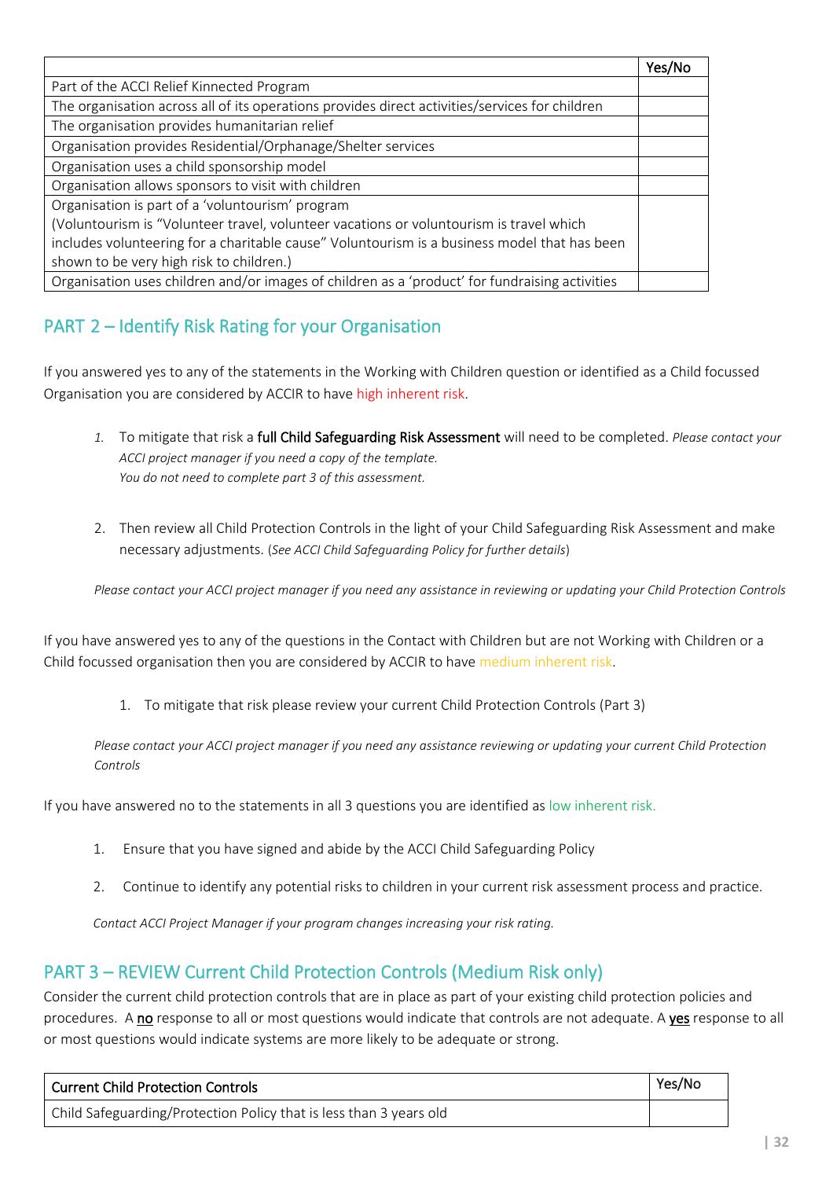| | Yes/No |
|---|---|
| Part of the ACCI Relief Kinnected Program | |
| The organisation across all of its operations provides direct activities/services for children | |
| The organisation provides humanitarian relief | |
| Organisation provides Residential/Orphanage/Shelter services | |
| Organisation uses a child sponsorship model | |
| Organisation allows sponsors to visit with children | |
| Organisation is part of a 'voluntourism' program (Voluntourism is "Volunteer travel, volunteer vacations or voluntourism is travel which includes volunteering for a charitable cause" Voluntourism is a business model that has been shown to be very high risk to children.) | |
| Organisation uses children and/or images of children as a 'product' for fundraising activities | |

## PART 2 – Identify Risk Rating for your Organisation

If you answered yes to any of the statements in the Working with Children question or identified as a Child focussed Organisation you are considered by ACCIR to have high inherent risk.

1. To mitigate that risk a **full Child Safeguarding Risk Assessment** will need to be completed. *Please contact your ACCI project manager if you need a copy of the template. You do not need to complete part 3 of this assessment.*

2. Then review all Child Protection Controls in the light of your Child Safeguarding Risk Assessment and make necessary adjustments. (*See ACCI Child Safeguarding Policy for further details*)

*Please contact your ACCI project manager if you need any assistance in reviewing or updating your Child Protection Controls*

If you have answered yes to any of the questions in the Contact with Children but are not Working with Children or a Child focussed organisation then you are considered by ACCIR to have medium inherent risk.

1. To mitigate that risk please review your current Child Protection Controls (Part 3)

*Please contact your ACCI project manager if you need any assistance reviewing or updating your current Child Protection Controls*

If you have answered no to the statements in all 3 questions you are identified as low inherent risk.

1. Ensure that you have signed and abide by the ACCI Child Safeguarding Policy

2. Continue to identify any potential risks to children in your current risk assessment process and practice.

*Contact ACCI Project Manager if your program changes increasing your risk rating.*

## PART 3 – REVIEW Current Child Protection Controls (Medium Risk only)

Consider the current child protection controls that are in place as part of your existing child protection policies and procedures. A **no** response to all or most questions would indicate that controls are not adequate. A **yes** response to all or most questions would indicate systems are more likely to be adequate or strong.

| Current Child Protection Controls | Yes/No |
|---|---|
| Child Safeguarding/Protection Policy that is less than 3 years old | |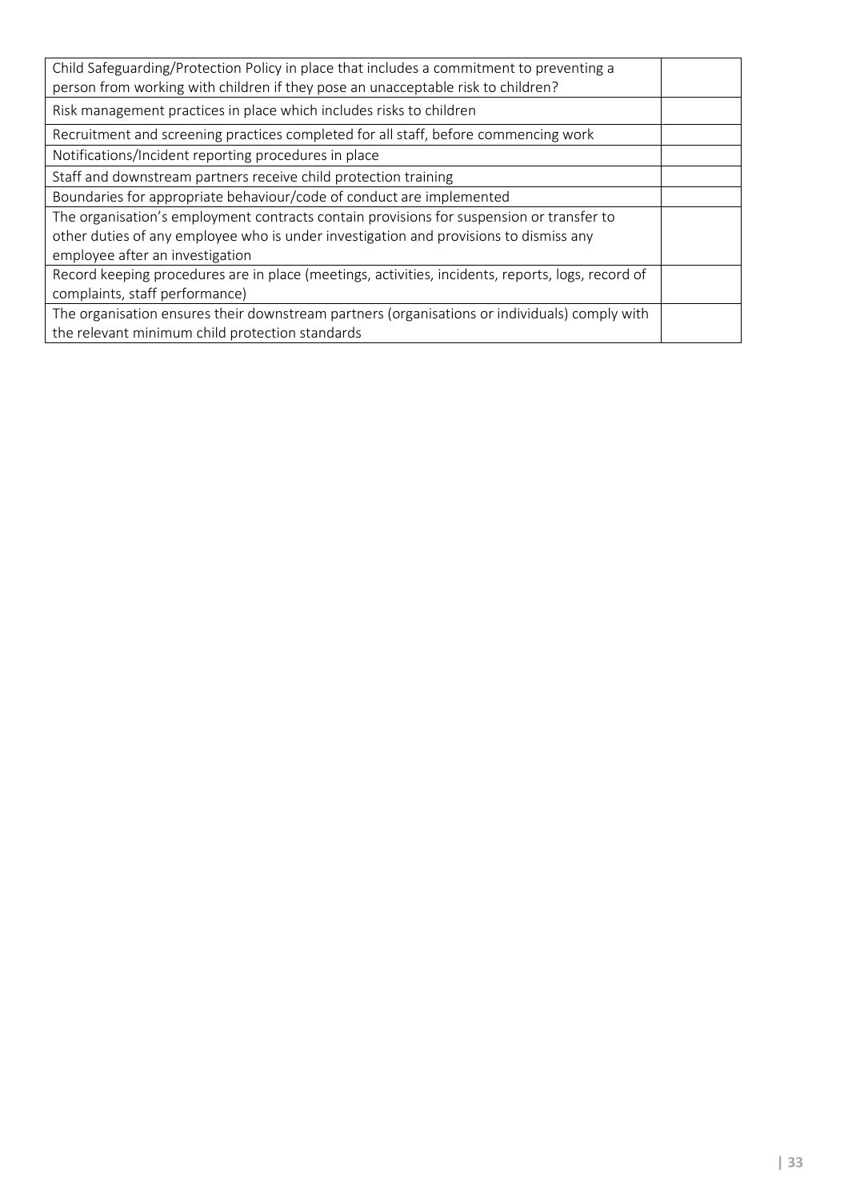| | |
|---|---|
| Child Safeguarding/Protection Policy in place that includes a commitment to preventing a person from working with children if they pose an unacceptable risk to children? | |
| Risk management practices in place which includes risks to children | |
| Recruitment and screening practices completed for all staff, before commencing work | |
| Notifications/Incident reporting procedures in place | |
| Staff and downstream partners receive child protection training | |
| Boundaries for appropriate behaviour/code of conduct are implemented | |
| The organisation's employment contracts contain provisions for suspension or transfer to other duties of any employee who is under investigation and provisions to dismiss any employee after an investigation | |
| Record keeping procedures are in place (meetings, activities, incidents, reports, logs, record of complaints, staff performance) | |
| The organisation ensures their downstream partners (organisations or individuals) comply with the relevant minimum child protection standards | |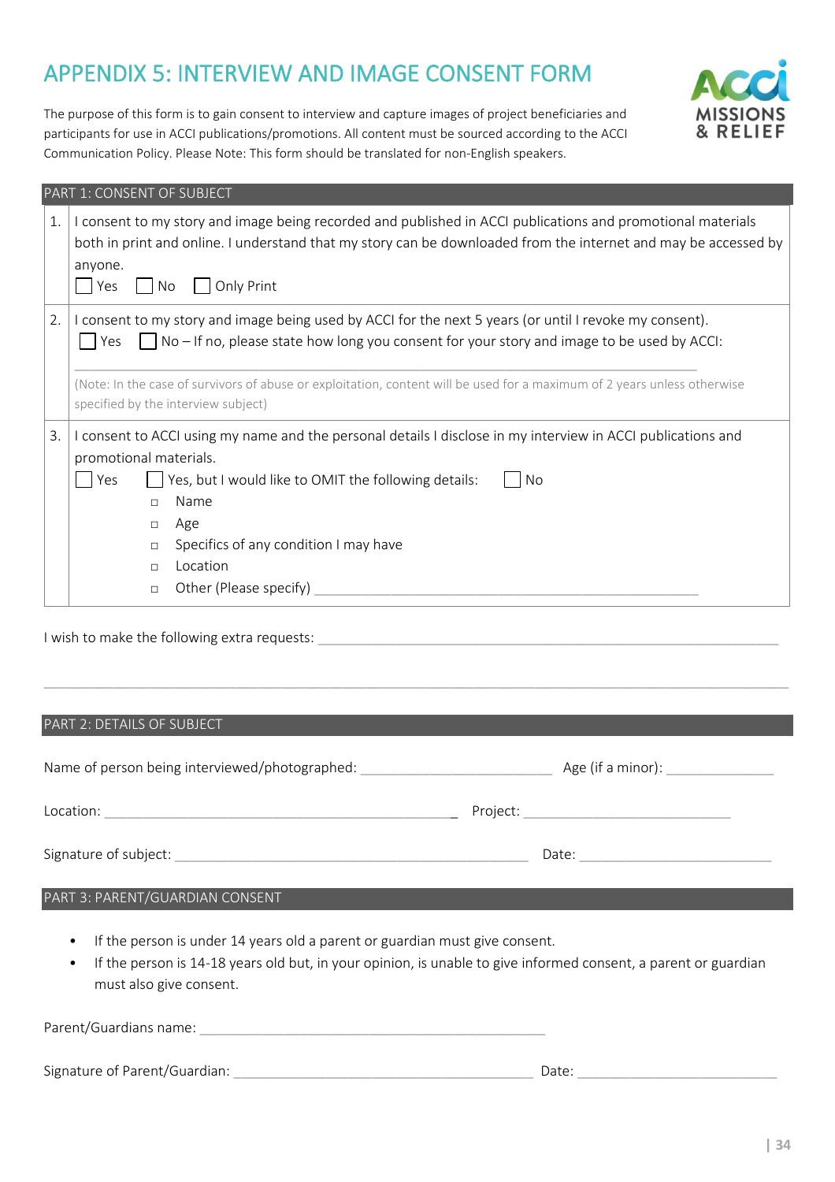# APPENDIX 5: INTERVIEW AND IMAGE CONSENT FORM

The purpose of this form is to gain consent to interview and capture images of project beneficiaries and participants for use in ACCI publications/promotions. All content must be sourced according to the ACCI Communication Policy. Please Note: This form should be translated for non-English speakers.

## PART 1: CONSENT OF SUBJECT

| | |
|---|---|
| 1. | I consent to my story and image being recorded and published in ACCI publications and promotional materials both in print and online. I understand that my story can be downloaded from the internet and may be accessed by anyone.<br>☐ Yes ☐ No ☐ Only Print |
| 2. | I consent to my story and image being used by ACCI for the next 5 years (or until I revoke my consent).<br>☐ Yes ☐ No – If no, please state how long you consent for your story and image to be used by ACCI:<br>\_\_\_\_\_\_\_\_\_\_\_\_\_\_\_\_\_\_\_\_\_\_\_\_\_\_\_\_\_\_\_\_\_\_\_\_\_\_\_\_\_\_\_\_\_\_\_\_<br>(Note: In the case of survivors of abuse or exploitation, content will be used for a maximum of 2 years unless otherwise specified by the interview subject) |
| 3. | I consent to ACCI using my name and the personal details I disclose in my interview in ACCI publications and promotional materials.<br>☐ Yes ☐ Yes, but I would like to OMIT the following details: ☐ No<br>□ Name<br>□ Age<br>□ Specifics of any condition I may have<br>□ Location<br>□ Other (Please specify) \_\_\_\_\_\_\_\_\_\_\_\_\_\_\_\_\_\_\_\_\_\_\_\_\_\_\_\_\_\_ |

I wish to make the following extra requests: \_\_\_\_\_\_\_\_\_\_\_\_\_\_\_\_\_\_\_\_\_\_\_\_\_\_\_\_\_\_\_\_\_\_\_\_\_\_\_\_

\_\_\_\_\_\_\_\_\_\_\_\_\_\_\_\_\_\_\_\_\_\_\_\_\_\_\_\_\_\_\_\_\_\_\_\_\_\_\_\_\_\_\_\_\_\_\_\_\_\_\_\_\_\_\_\_\_\_\_\_\_\_\_\_\_\_

## PART 2: DETAILS OF SUBJECT

Name of person being interviewed/photographed: \_\_\_\_\_\_\_\_\_\_\_\_\_\_\_\_\_\_\_\_\_\_\_\_ Age (if a minor): \_\_\_\_\_\_\_\_\_\_\_\_\_\_

Location: \_\_\_\_\_\_\_\_\_\_\_\_\_\_\_\_\_\_\_\_\_\_\_\_\_\_\_\_\_\_\_\_\_\_\_\_\_\_\_\_\_\_\_\_\_\_ Project: \_\_\_\_\_\_\_\_\_\_\_\_\_\_\_\_\_\_\_\_\_\_\_\_\_\_\_

Signature of subject: \_\_\_\_\_\_\_\_\_\_\_\_\_\_\_\_\_\_\_\_\_\_\_\_\_\_\_\_\_\_\_\_\_\_\_\_\_\_\_\_\_\_\_\_\_\_\_ Date: \_\_\_\_\_\_\_\_\_\_\_\_\_\_\_\_\_\_\_\_\_\_\_\_\_

## PART 3: PARENT/GUARDIAN CONSENT

- If the person is under 14 years old a parent or guardian must give consent.
- If the person is 14-18 years old but, in your opinion, is unable to give informed consent, a parent or guardian must also give consent.

Parent/Guardians name: \_\_\_\_\_\_\_\_\_\_\_\_\_\_\_\_\_\_\_\_\_\_\_\_\_\_\_\_\_\_\_\_\_\_\_\_\_\_\_\_\_\_\_\_\_\_

Signature of Parent/Guardian: \_\_\_\_\_\_\_\_\_\_\_\_\_\_\_\_\_\_\_\_\_\_\_\_\_\_\_\_\_\_\_\_\_\_\_\_\_\_\_\_ Date: \_\_\_\_\_\_\_\_\_\_\_\_\_\_\_\_\_\_\_\_\_\_\_\_\_\_\_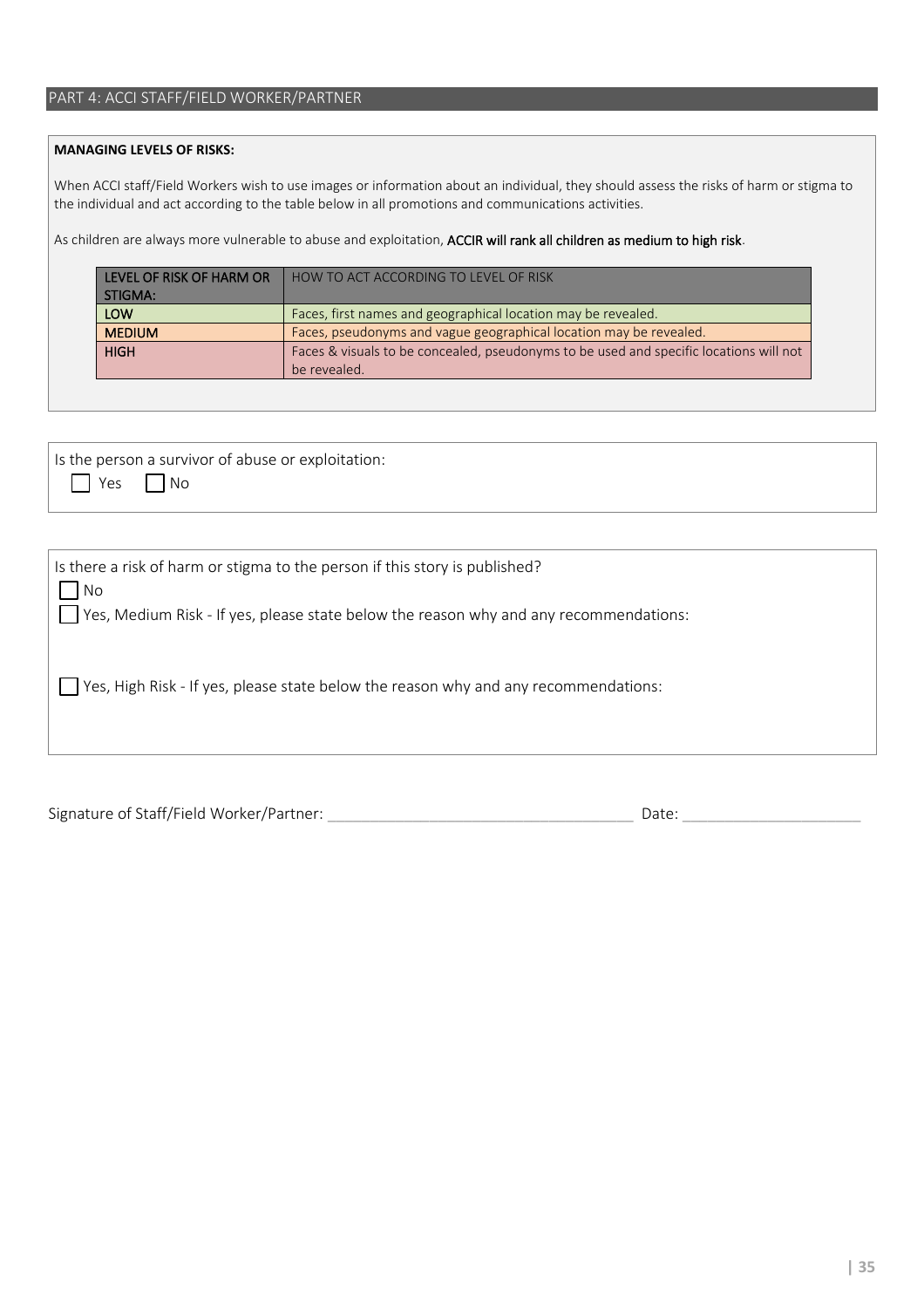## PART 4: ACCI STAFF/FIELD WORKER/PARTNER

**MANAGING LEVELS OF RISKS:**

When ACCI staff/Field Workers wish to use images or information about an individual, they should assess the risks of harm or stigma to the individual and act according to the table below in all promotions and communications activities.

As children are always more vulnerable to abuse and exploitation, **ACCIR will rank all children as medium to high risk**.

| LEVEL OF RISK OF HARM OR STIGMA: | HOW TO ACT ACCORDING TO LEVEL OF RISK |
|---|---|
| LOW | Faces, first names and geographical location may be revealed. |
| MEDIUM | Faces, pseudonyms and vague geographical location may be revealed. |
| HIGH | Faces & visuals to be concealed, pseudonyms to be used and specific locations will not be revealed. |

Is the person a survivor of abuse or exploitation:

☐ Yes ☐ No

Is there a risk of harm or stigma to the person if this story is published?

☐ No

☐ Yes, Medium Risk - If yes, please state below the reason why and any recommendations:

☐ Yes, High Risk - If yes, please state below the reason why and any recommendations:

Signature of Staff/Field Worker/Partner: ____________________________________ Date: ____________________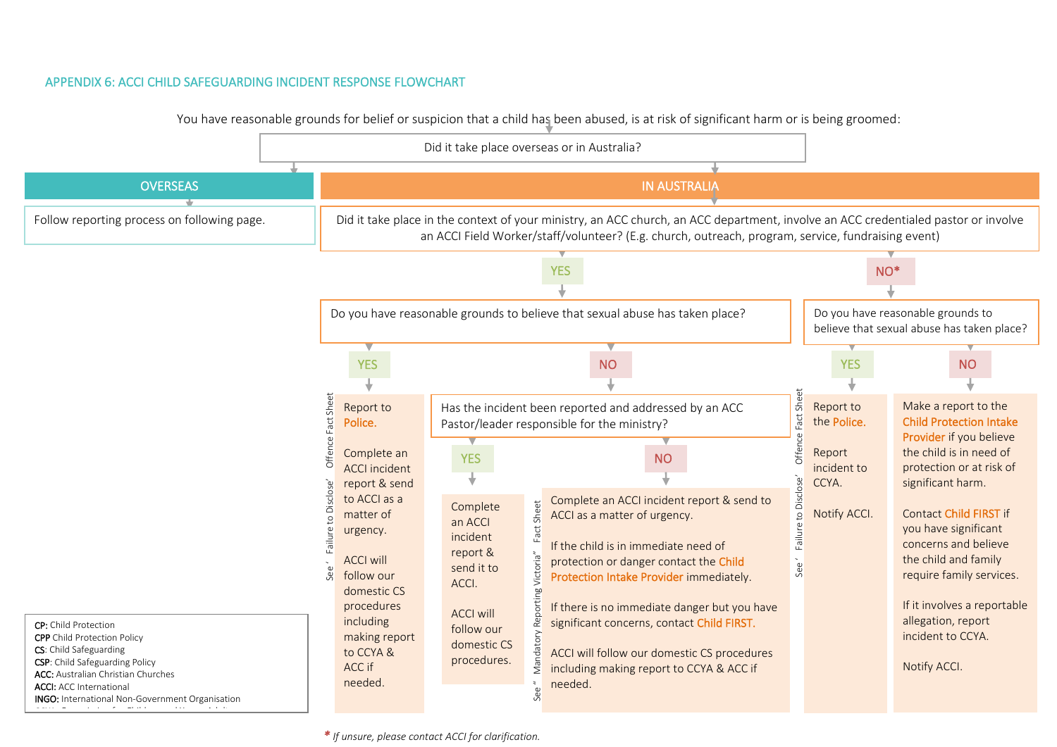## APPENDIX 6: ACCI CHILD SAFEGUARDING INCIDENT RESPONSE FLOWCHART

You have reasonable grounds for belief or suspicion that a child has been abused, is at risk of significant harm or is being groomed:

**Did it take place overseas or in Australia?**

### OVERSEAS

Follow reporting process on following page.

### IN AUSTRALIA

**Did it take place in the context of your ministry, an ACC church, an ACC department, involve an ACC credentialed pastor or involve an ACCI Field Worker/staff/volunteer? (E.g. church, outreach, program, service, fundraising event)**

#### YES

**Do you have reasonable grounds to believe that sexual abuse has taken place?**

- **YES**
  - Report to **Police.**
  - Complete an ACCI incident report & send to ACCI as a matter of urgency.
  - ACCI will follow our domestic CS procedures including making report to CCYA & ACC if needed.
  - See 'Failure to Disclose' Offence Fact Sheet
- **NO**
  - **Has the incident been reported and addressed by an ACC Pastor/leader responsible for the ministry?**
    - **YES**
      - Complete an ACCI incident report & send it to ACCI.
      - ACCI will follow our domestic CS procedures.
    - **NO**
      - Complete an ACCI incident report & send to ACCI as a matter of urgency.
      - If the child is in immediate need of protection or danger contact the **Child Protection Intake Provider** immediately.
      - If there is no immediate danger but you have significant concerns, contact **Child FIRST.**
      - ACCI will follow our domestic CS procedures including making report to CCYA & ACC if needed.
      - See "Mandatory Reporting Victoria" Fact Sheet

#### NO*

**Do you have reasonable grounds to believe that sexual abuse has taken place?**

- **YES**
  - Report to the **Police.**
  - Report incident to CCYA.
  - Notify ACCI.
  - See 'Failure to Disclose' Offence Fact Sheet
- **NO**
  - Make a report to the **Child Protection Intake Provider** if you believe the child is in need of protection or at risk of significant harm.
  - Contact **Child FIRST** if you have significant concerns and believe the child and family require family services.
  - If it involves a reportable allegation, report incident to CCYA.
  - Notify ACCI.

**CP:** Child Protection
**CPP** Child Protection Policy
**CS:** Child Safeguarding
**CSP:** Child Safeguarding Policy
**ACC:** Australian Christian Churches
**ACCI:** ACC International
**INGO:** International Non-Government Organisation

*\* If unsure, please contact ACCI for clarification.*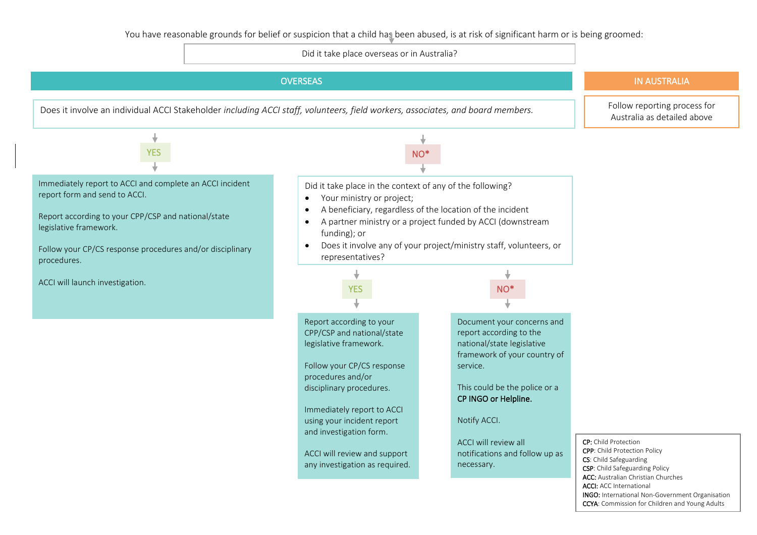You have reasonable grounds for belief or suspicion that a child has been abused, is at risk of significant harm or is being groomed:

Did it take place overseas or in Australia?

## OVERSEAS

Does it involve an individual ACCI Stakeholder *including ACCI staff, volunteers, field workers, associates, and board members.*

**YES**

Immediately report to ACCI and complete an ACCI incident report form and send to ACCI.

Report according to your CPP/CSP and national/state legislative framework.

Follow your CP/CS response procedures and/or disciplinary procedures.

ACCI will launch investigation.

**NO***

Did it take place in the context of any of the following?

- Your ministry or project;
- A beneficiary, regardless of the location of the incident
- A partner ministry or a project funded by ACCI (downstream funding); or
- Does it involve any of your project/ministry staff, volunteers, or representatives?

**YES**

Report according to your CPP/CSP and national/state legislative framework.

Follow your CP/CS response procedures and/or disciplinary procedures.

Immediately report to ACCI using your incident report and investigation form.

ACCI will review and support any investigation as required.

**NO***

Document your concerns and report according to the national/state legislative framework of your country of service.

This could be the police or a **CP INGO or Helpline.**

Notify ACCI.

ACCI will review all notifications and follow up as necessary.

## IN AUSTRALIA

Follow reporting process for Australia as detailed above

**CP:** Child Protection
**CPP**: Child Protection Policy
**CS**: Child Safeguarding
**CSP**: Child Safeguarding Policy
**ACC:** Australian Christian Churches
**ACCI:** ACC International
**INGO:** International Non-Government Organisation
**CCYA**: Commission for Children and Young Adults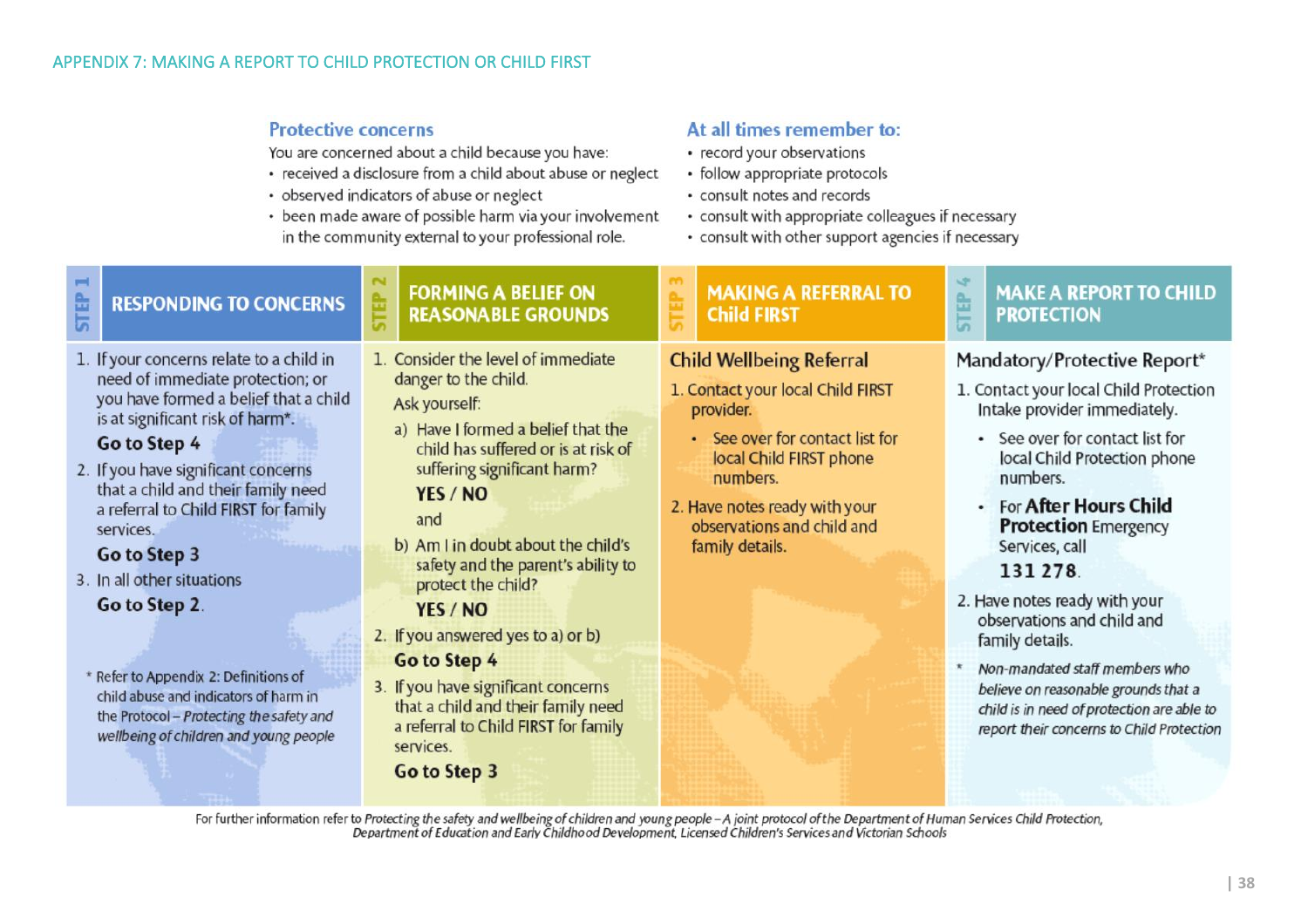# APPENDIX 7: MAKING A REPORT TO CHILD PROTECTION OR CHILD FIRST

## Protective concerns

You are concerned about a child because you have:

- received a disclosure from a child about abuse or neglect
- observed indicators of abuse or neglect
- been made aware of possible harm via your involvement in the community external to your professional role.

## At all times remember to:

- record your observations
- follow appropriate protocols
- consult notes and records
- consult with appropriate colleagues if necessary
- consult with other support agencies if necessary

## STEP 1 – RESPONDING TO CONCERNS

1. If your concerns relate to a child in need of immediate protection; or you have formed a belief that a child is at significant risk of harm*.
   **Go to Step 4**
2. If you have significant concerns that a child and their family need a referral to Child FIRST for family services.
   **Go to Step 3**
3. In all other situations
   **Go to Step 2.**

\* Refer to Appendix 2: Definitions of child abuse and indicators of harm in the Protocol – *Protecting the safety and wellbeing of children and young people*

## STEP 2 – FORMING A BELIEF ON REASONABLE GROUNDS

1. Consider the level of immediate danger to the child.
   Ask yourself:
   a) Have I formed a belief that the child has suffered or is at risk of suffering significant harm?
      **YES / NO**
      and
   b) Am I in doubt about the child's safety and the parent's ability to protect the child?
      **YES / NO**
2. If you answered yes to a) or b)
   **Go to Step 4**
3. If you have significant concerns that a child and their family need a referral to Child FIRST for family services.
   **Go to Step 3**

## STEP 3 – MAKING A REFERRAL TO Child FIRST

### Child Wellbeing Referral

1. Contact your local Child FIRST provider.
   - See over for contact list for local Child FIRST phone numbers.
2. Have notes ready with your observations and child and family details.

## STEP 4 – MAKE A REPORT TO CHILD PROTECTION

### Mandatory/Protective Report*

1. Contact your local Child Protection Intake provider immediately.
   - See over for contact list for local Child Protection phone numbers.
   - For **After Hours Child Protection** Emergency Services, call **131 278**.
2. Have notes ready with your observations and child and family details.

\* *Non-mandated staff members who believe on reasonable grounds that a child is in need of protection are able to report their concerns to Child Protection*

For further information refer to *Protecting the safety and wellbeing of children and young people – A joint protocol of the Department of Human Services Child Protection, Department of Education and Early Childhood Development, Licensed Children's Services and Victorian Schools*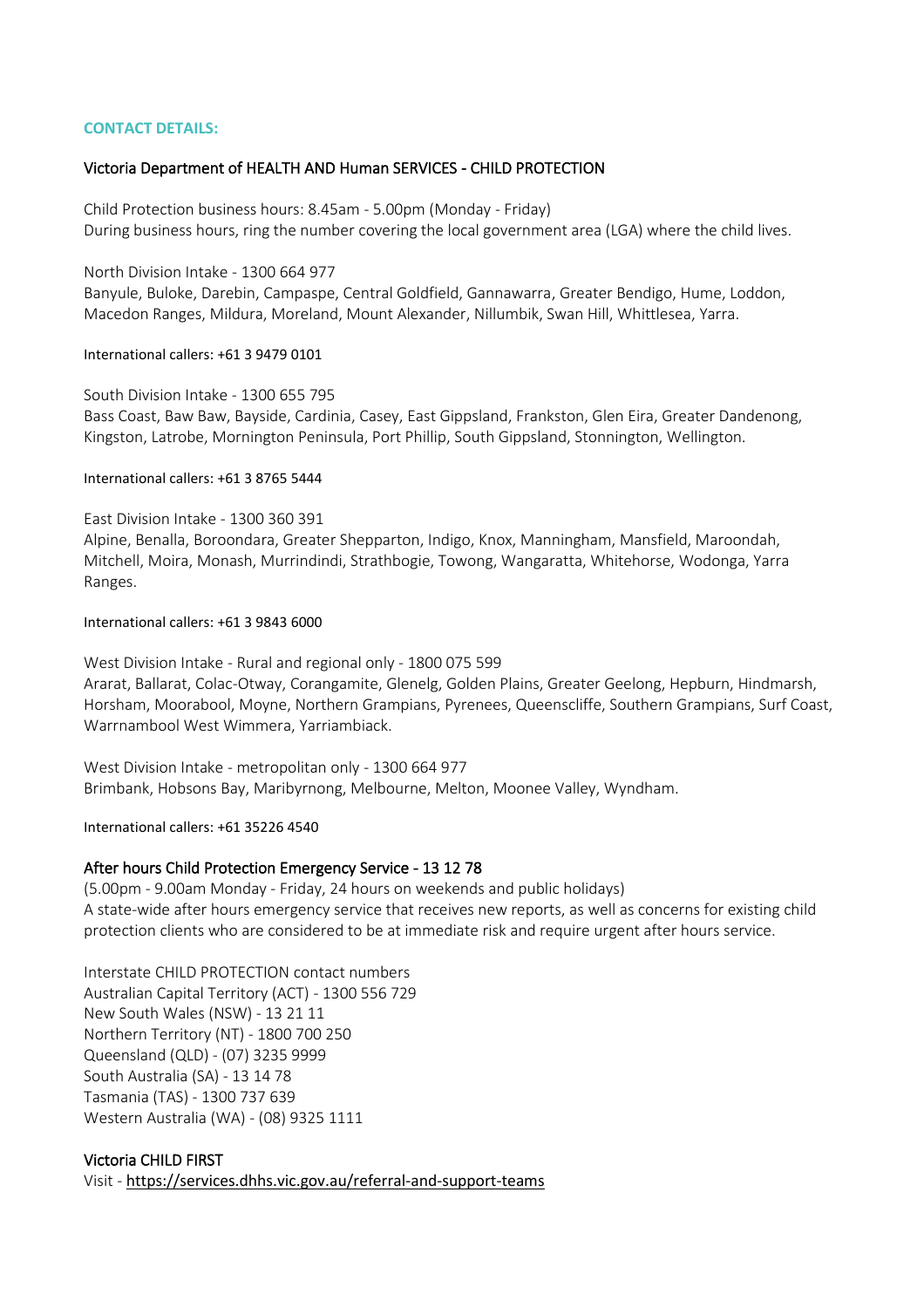## CONTACT DETAILS:

### Victoria Department of HEALTH AND Human SERVICES - CHILD PROTECTION

Child Protection business hours: 8.45am - 5.00pm (Monday - Friday)
During business hours, ring the number covering the local government area (LGA) where the child lives.

North Division Intake - 1300 664 977
Banyule, Buloke, Darebin, Campaspe, Central Goldfield, Gannawarra, Greater Bendigo, Hume, Loddon, Macedon Ranges, Mildura, Moreland, Mount Alexander, Nillumbik, Swan Hill, Whittlesea, Yarra.

International callers: +61 3 9479 0101

South Division Intake - 1300 655 795
Bass Coast, Baw Baw, Bayside, Cardinia, Casey, East Gippsland, Frankston, Glen Eira, Greater Dandenong, Kingston, Latrobe, Mornington Peninsula, Port Phillip, South Gippsland, Stonnington, Wellington.

International callers: +61 3 8765 5444

East Division Intake - 1300 360 391
Alpine, Benalla, Boroondara, Greater Shepparton, Indigo, Knox, Manningham, Mansfield, Maroondah, Mitchell, Moira, Monash, Murrindindi, Strathbogie, Towong, Wangaratta, Whitehorse, Wodonga, Yarra Ranges.

International callers: +61 3 9843 6000

West Division Intake - Rural and regional only - 1800 075 599
Ararat, Ballarat, Colac-Otway, Corangamite, Glenelg, Golden Plains, Greater Geelong, Hepburn, Hindmarsh, Horsham, Moorabool, Moyne, Northern Grampians, Pyrenees, Queenscliffe, Southern Grampians, Surf Coast, Warrnambool West Wimmera, Yarriambiack.

West Division Intake - metropolitan only - 1300 664 977
Brimbank, Hobsons Bay, Maribyrnong, Melbourne, Melton, Moonee Valley, Wyndham.

International callers: +61 35226 4540

### After hours Child Protection Emergency Service - 13 12 78

(5.00pm - 9.00am Monday - Friday, 24 hours on weekends and public holidays)
A state-wide after hours emergency service that receives new reports, as well as concerns for existing child protection clients who are considered to be at immediate risk and require urgent after hours service.

Interstate CHILD PROTECTION contact numbers
Australian Capital Territory (ACT) - 1300 556 729
New South Wales (NSW) - 13 21 11
Northern Territory (NT) - 1800 700 250
Queensland (QLD) - (07) 3235 9999
South Australia (SA) - 13 14 78
Tasmania (TAS) - 1300 737 639
Western Australia (WA) - (08) 9325 1111

### Victoria CHILD FIRST

Visit - https://services.dhhs.vic.gov.au/referral-and-support-teams